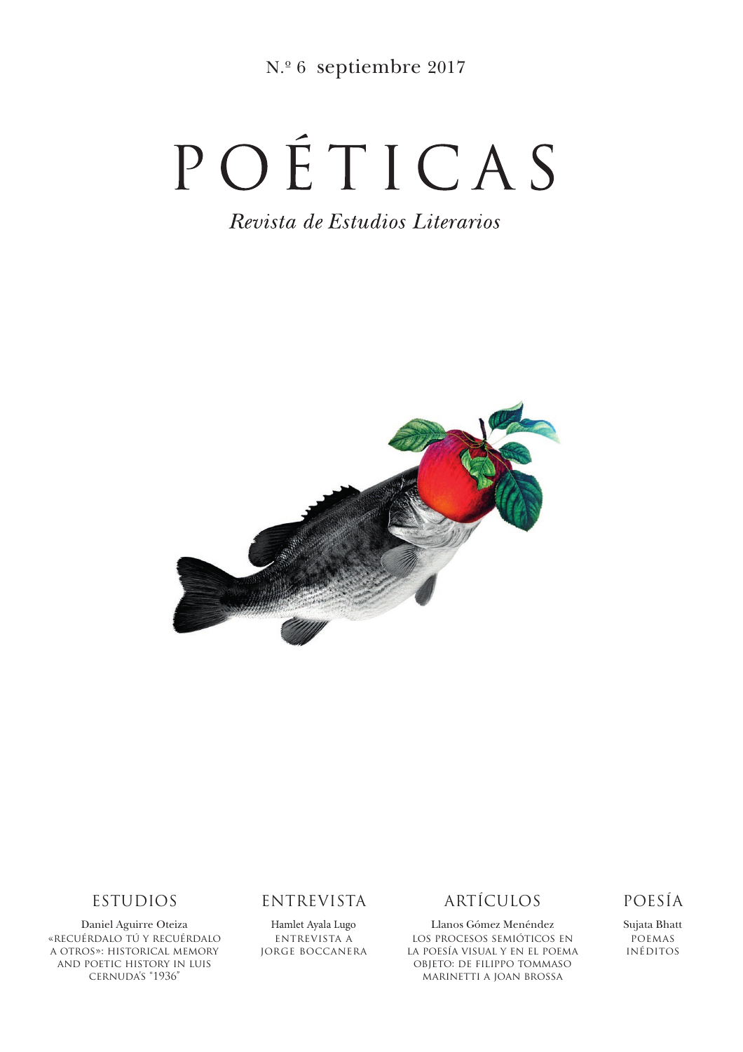N.º 6 septiembre 2017

# POÉTICAS

*Revista de Estudios Literarios*

## ESTUDIOS

Daniel Aguirre Oteiza

«RECUÉRDALO TÚ Y RECUÉRDALO A OTROS»: HISTORICAL MEMORY AND POETIC HISTORY IN LUIS CERNUDA'S "1936"

## ENTREVISTA

Hamlet Ayala Lugo

ENTREVISTA A JORGE BOCCANERA

## ARTÍCULOS

Llanos Gómez Menéndez

LOS PROCESOS SEMIÓTICOS EN LA POESÍA VISUAL Y EN EL POEMA OBJETO: DE FILIPPO TOMMASO MARINETTI A JOAN BROSSA

## POESÍA

Sujata Bhatt

POEMAS INÉDITOS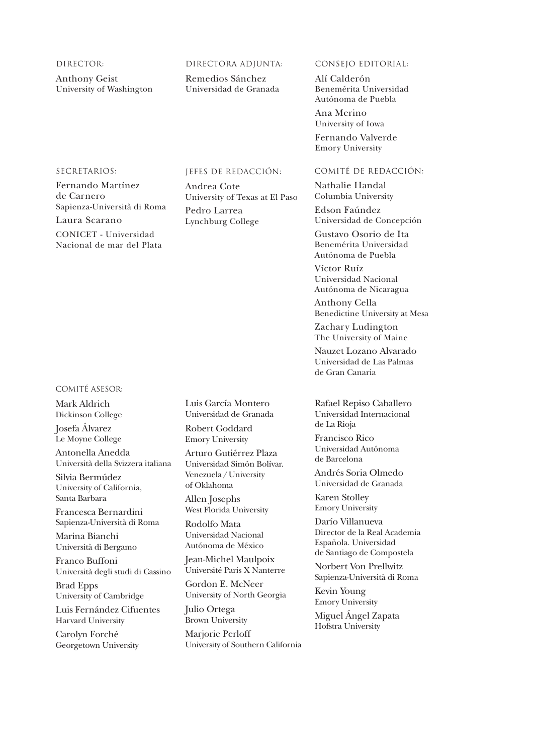DIRECTOR:

Anthony Geist
University of Washington

DIRECTORA ADJUNTA:

Remedios Sánchez
Universidad de Granada

CONSEJO EDITORIAL:

Alí Calderón
Benemérita Universidad Autónoma de Puebla

Ana Merino
University of Iowa

Fernando Valverde
Emory University

SECRETARIOS:

Fernando Martínez de Carnero
Sapienza-Università di Roma

Laura Scarano
CONICET - Universidad Nacional de mar del Plata

JEFES DE REDACCIÓN:

Andrea Cote
University of Texas at El Paso

Pedro Larrea
Lynchburg College

COMITÉ DE REDACCIÓN:

Nathalie Handal
Columbia University

Edson Faúndez
Universidad de Concepción

Gustavo Osorio de Ita
Benemérita Universidad Autónoma de Puebla

Víctor Ruíz
Universidad Nacional Autónoma de Nicaragua

Anthony Cella
Benedictine University at Mesa

Zachary Ludington
The University of Maine

Nauzet Lozano Alvarado
Universidad de Las Palmas de Gran Canaria

COMITÉ ASESOR:

Mark Aldrich
Dickinson College

Josefa Álvarez
Le Moyne College

Antonella Anedda
Università della Svizzera italiana

Silvia Bermúdez
University of California, Santa Barbara

Francesca Bernardini
Sapienza-Università di Roma

Marina Bianchi
Università di Bergamo

Franco Buffoni
Università degli studi di Cassino

Brad Epps
University of Cambridge

Luis Fernández Cifuentes
Harvard University

Carolyn Forché
Georgetown University

Luis García Montero
Universidad de Granada

Robert Goddard
Emory University

Arturo Gutiérrez Plaza
Universidad Simón Bolívar. Venezuela / University of Oklahoma

Allen Josephs
West Florida University

Rodolfo Mata
Universidad Nacional Autónoma de México

Jean-Michel Maulpoix
Université Paris X Nanterre

Gordon E. McNeer
University of North Georgia

Julio Ortega
Brown University

Marjorie Perloff
University of Southern California

Rafael Repiso Caballero
Universidad Internacional de La Rioja

Francisco Rico
Universidad Autónoma de Barcelona

Andrés Soria Olmedo
Universidad de Granada

Karen Stolley
Emory University

Darío Villanueva
Director de la Real Academia Española. Universidad de Santiago de Compostela

Norbert Von Prellwitz
Sapienza-Università di Roma

Kevin Young
Emory University

Miguel Ángel Zapata
Hofstra University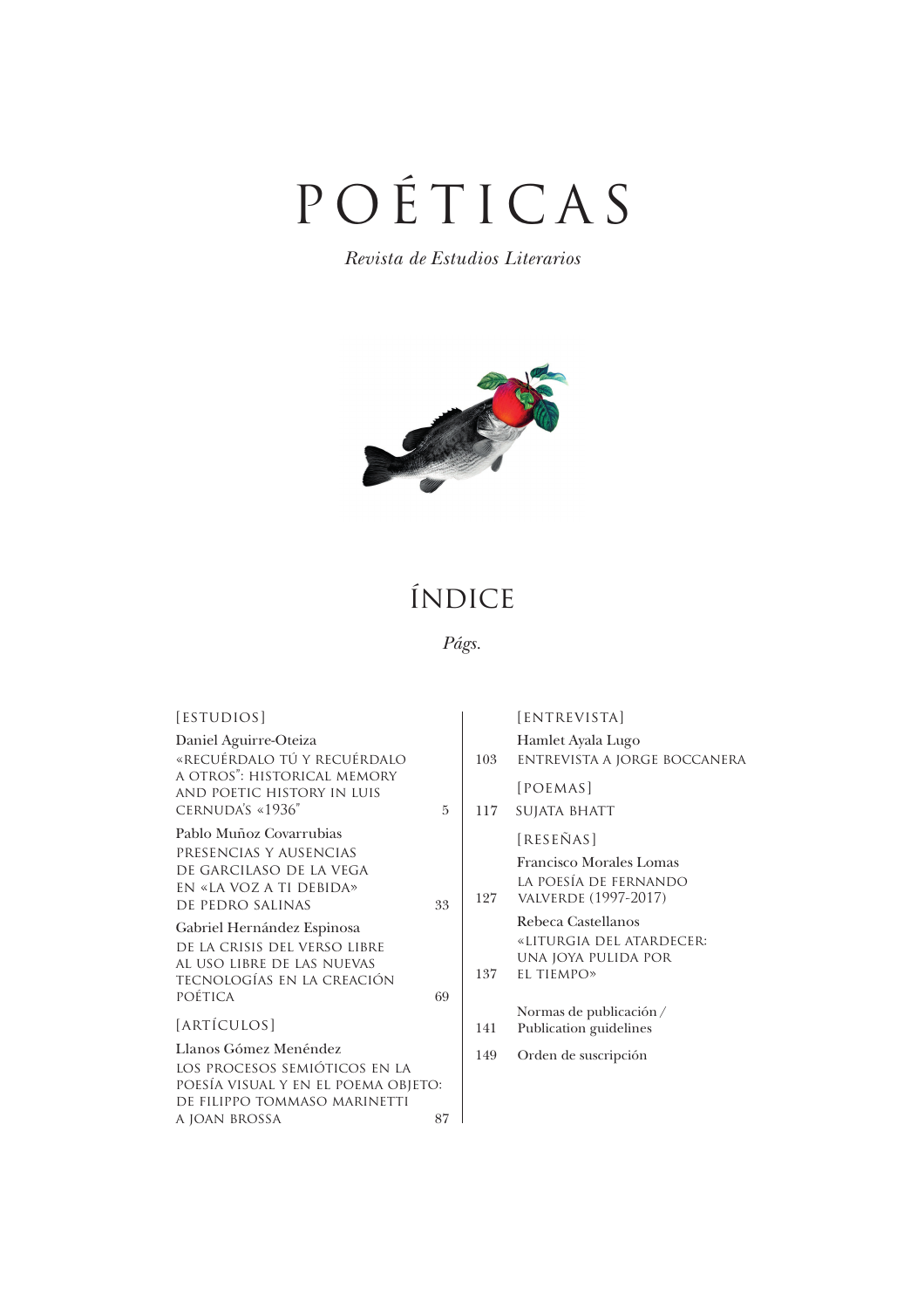# POÉTICAS

*Revista de Estudios Literarios*

## ÍNDICE

*Págs.*

[ESTUDIOS]

Daniel Aguirre-Oteiza
«RECUÉRDALO TÚ Y RECUÉRDALO A OTROS": HISTORICAL MEMORY AND POETIC HISTORY IN LUIS CERNUDA'S «1936" — 5

Pablo Muñoz Covarrubias
PRESENCIAS Y AUSENCIAS DE GARCILASO DE LA VEGA EN «LA VOZ A TI DEBIDA» DE PEDRO SALINAS — 33

Gabriel Hernández Espinosa
DE LA CRISIS DEL VERSO LIBRE AL USO LIBRE DE LAS NUEVAS TECNOLOGÍAS EN LA CREACIÓN POÉTICA — 69

[ARTÍCULOS]

Llanos Gómez Menéndez
LOS PROCESOS SEMIÓTICOS EN LA POESÍA VISUAL Y EN EL POEMA OBJETO: DE FILIPPO TOMMASO MARINETTI A JOAN BROSSA — 87

[ENTREVISTA]

Hamlet Ayala Lugo
103 — ENTREVISTA A JORGE BOCCANERA

[POEMAS]

117 — SUJATA BHATT

[RESEÑAS]

Francisco Morales Lomas
127 — LA POESÍA DE FERNANDO VALVERDE (1997-2017)

Rebeca Castellanos
137 — «LITURGIA DEL ATARDECER: UNA JOYA PULIDA POR EL TIEMPO»

141 — Normas de publicación / Publication guidelines

149 — Orden de suscripción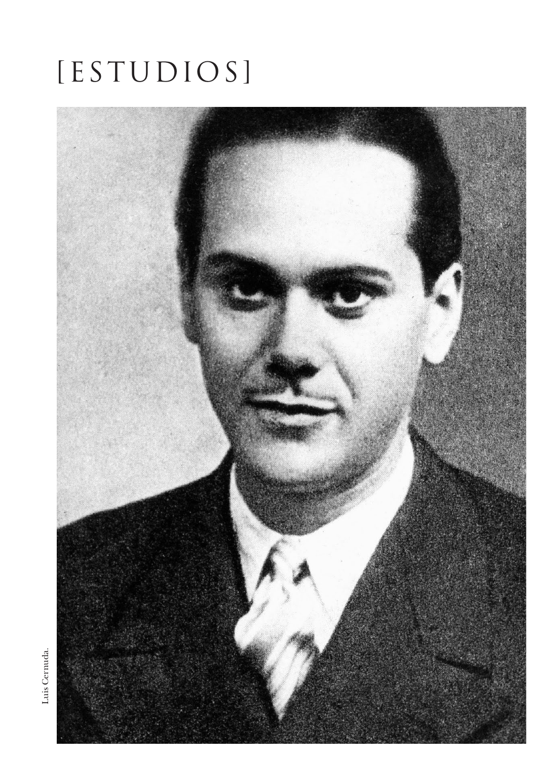# [ESTUDIOS]

Luis Cernuda.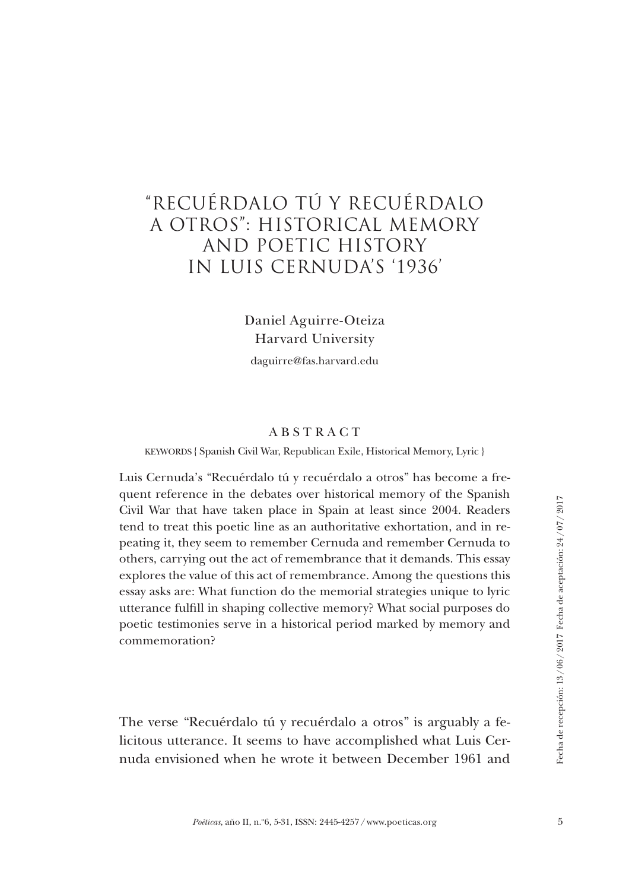# "RECUÉRDALO TÚ Y RECUÉRDALO A OTROS": HISTORICAL MEMORY AND POETIC HISTORY IN LUIS CERNUDA'S '1936'

Daniel Aguirre-Oteiza
Harvard University
daguirre@fas.harvard.edu

Fecha de recepción: 13 / 06 / 2017 Fecha de aceptación: 24 / 07 / 2017

## ABSTRACT

KEYWORDS { Spanish Civil War, Republican Exile, Historical Memory, Lyric }

Luis Cernuda's "Recuérdalo tú y recuérdalo a otros" has become a frequent reference in the debates over historical memory of the Spanish Civil War that have taken place in Spain at least since 2004. Readers tend to treat this poetic line as an authoritative exhortation, and in repeating it, they seem to remember Cernuda and remember Cernuda to others, carrying out the act of remembrance that it demands. This essay explores the value of this act of remembrance. Among the questions this essay asks are: What function do the memorial strategies unique to lyric utterance fulfill in shaping collective memory? What social purposes do poetic testimonies serve in a historical period marked by memory and commemoration?

The verse "Recuérdalo tú y recuérdalo a otros" is arguably a felicitous utterance. It seems to have accomplished what Luis Cernuda envisioned when he wrote it between December 1961 and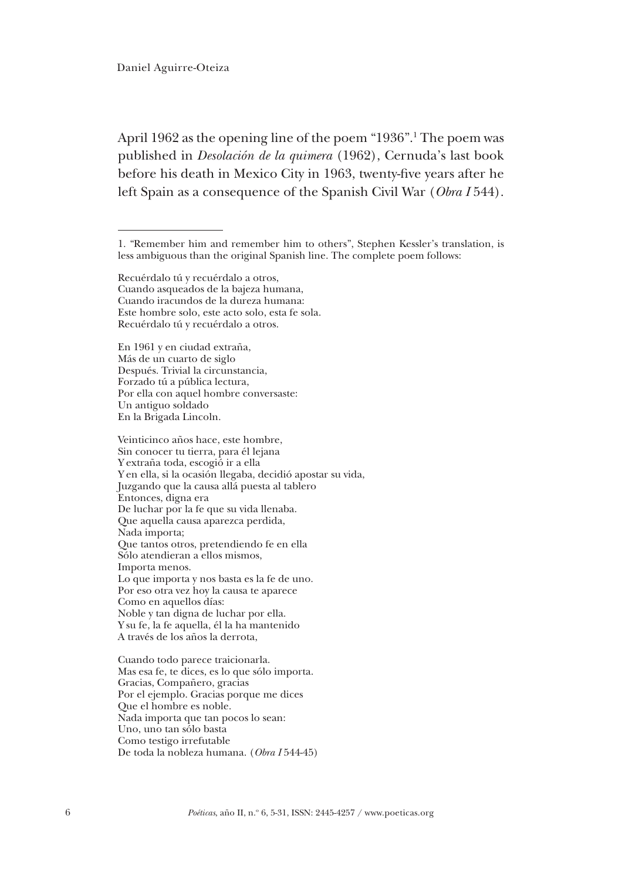April 1962 as the opening line of the poem "1936".[1] The poem was published in *Desolación de la quimera* (1962), Cernuda's last book before his death in Mexico City in 1963, twenty-five years after he left Spain as a consequence of the Spanish Civil War (*Obra I* 544).

---

1. "Remember him and remember him to others", Stephen Kessler's translation, is less ambiguous than the original Spanish line. The complete poem follows:

Recuérdalo tú y recuérdalo a otros,
Cuando asqueados de la bajeza humana,
Cuando iracundos de la dureza humana:
Este hombre solo, este acto solo, esta fe sola.
Recuérdalo tú y recuérdalo a otros.

En 1961 y en ciudad extraña,
Más de un cuarto de siglo
Después. Trivial la circunstancia,
Forzado tú a pública lectura,
Por ella con aquel hombre conversaste:
Un antiguo soldado
En la Brigada Lincoln.

Veinticinco años hace, este hombre,
Sin conocer tu tierra, para él lejana
Y extraña toda, escogió ir a ella
Y en ella, si la ocasión llegaba, decidió apostar su vida,
Juzgando que la causa allá puesta al tablero
Entonces, digna era
De luchar por la fe que su vida llenaba.
Que aquella causa aparezca perdida,
Nada importa;
Que tantos otros, pretendiendo fe en ella
Sólo atendieran a ellos mismos,
Importa menos.
Lo que importa y nos basta es la fe de uno.
Por eso otra vez hoy la causa te aparece
Como en aquellos días:
Noble y tan digna de luchar por ella.
Y su fe, la fe aquella, él la ha mantenido
A través de los años la derrota,

Cuando todo parece traicionarla.
Mas esa fe, te dices, es lo que sólo importa.
Gracias, Compañero, gracias
Por el ejemplo. Gracias porque me dices
Que el hombre es noble.
Nada importa que tan pocos lo sean:
Uno, uno tan sólo basta
Como testigo irrefutable
De toda la nobleza humana. (*Obra I* 544-45)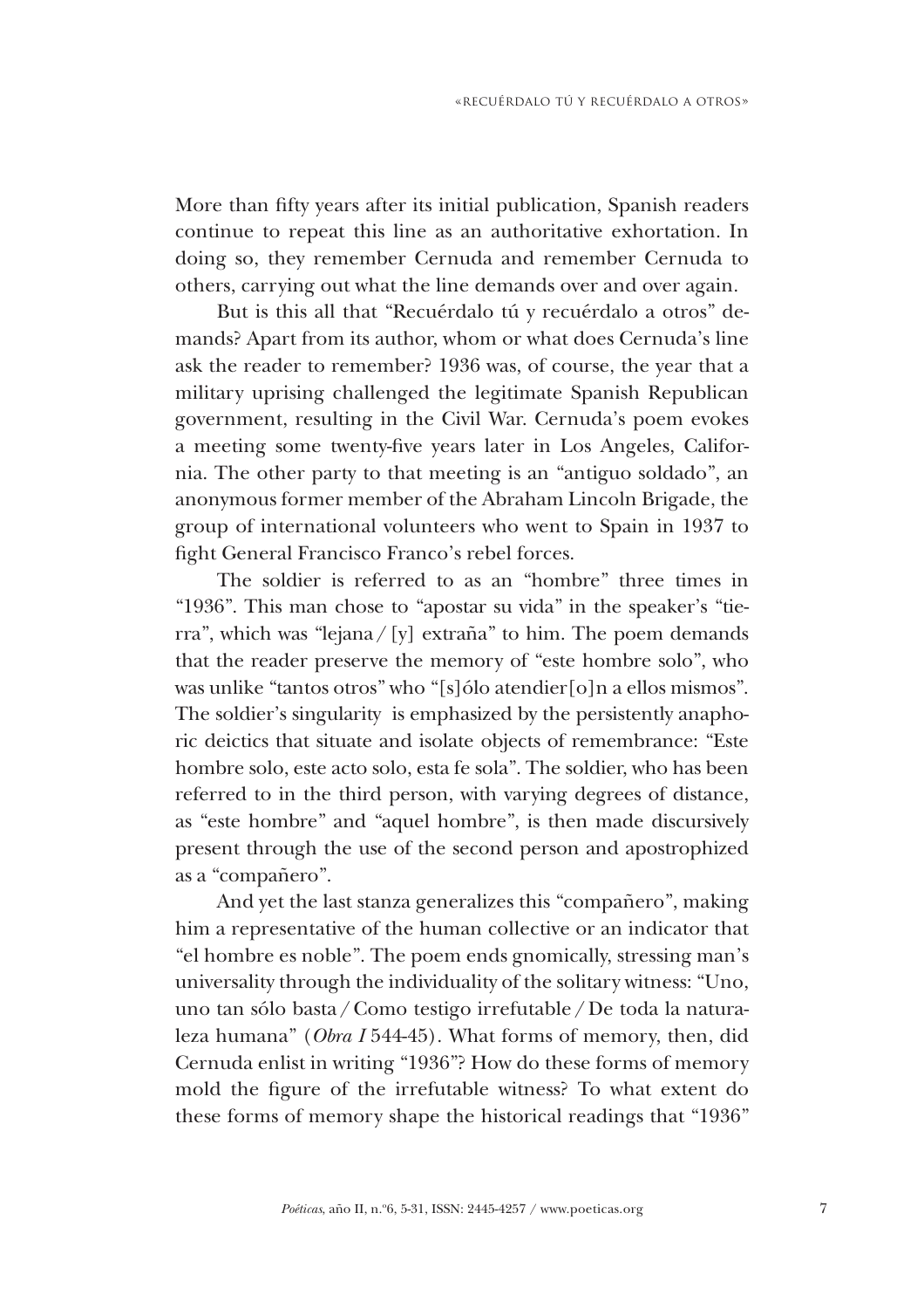More than fifty years after its initial publication, Spanish readers continue to repeat this line as an authoritative exhortation. In doing so, they remember Cernuda and remember Cernuda to others, carrying out what the line demands over and over again.

But is this all that "Recuérdalo tú y recuérdalo a otros" demands? Apart from its author, whom or what does Cernuda's line ask the reader to remember? 1936 was, of course, the year that a military uprising challenged the legitimate Spanish Republican government, resulting in the Civil War. Cernuda's poem evokes a meeting some twenty-five years later in Los Angeles, California. The other party to that meeting is an "antiguo soldado", an anonymous former member of the Abraham Lincoln Brigade, the group of international volunteers who went to Spain in 1937 to fight General Francisco Franco's rebel forces.

The soldier is referred to as an "hombre" three times in "1936". This man chose to "apostar su vida" in the speaker's "tierra", which was "lejana / [y] extraña" to him. The poem demands that the reader preserve the memory of "este hombre solo", who was unlike "tantos otros" who "[s]ólo atendier[o]n a ellos mismos". The soldier's singularity is emphasized by the persistently anaphoric deictics that situate and isolate objects of remembrance: "Este hombre solo, este acto solo, esta fe sola". The soldier, who has been referred to in the third person, with varying degrees of distance, as "este hombre" and "aquel hombre", is then made discursively present through the use of the second person and apostrophized as a "compañero".

And yet the last stanza generalizes this "compañero", making him a representative of the human collective or an indicator that "el hombre es noble". The poem ends gnomically, stressing man's universality through the individuality of the solitary witness: "Uno, uno tan sólo basta / Como testigo irrefutable / De toda la naturaleza humana" (*Obra I* 544-45). What forms of memory, then, did Cernuda enlist in writing "1936"? How do these forms of memory mold the figure of the irrefutable witness? To what extent do these forms of memory shape the historical readings that "1936"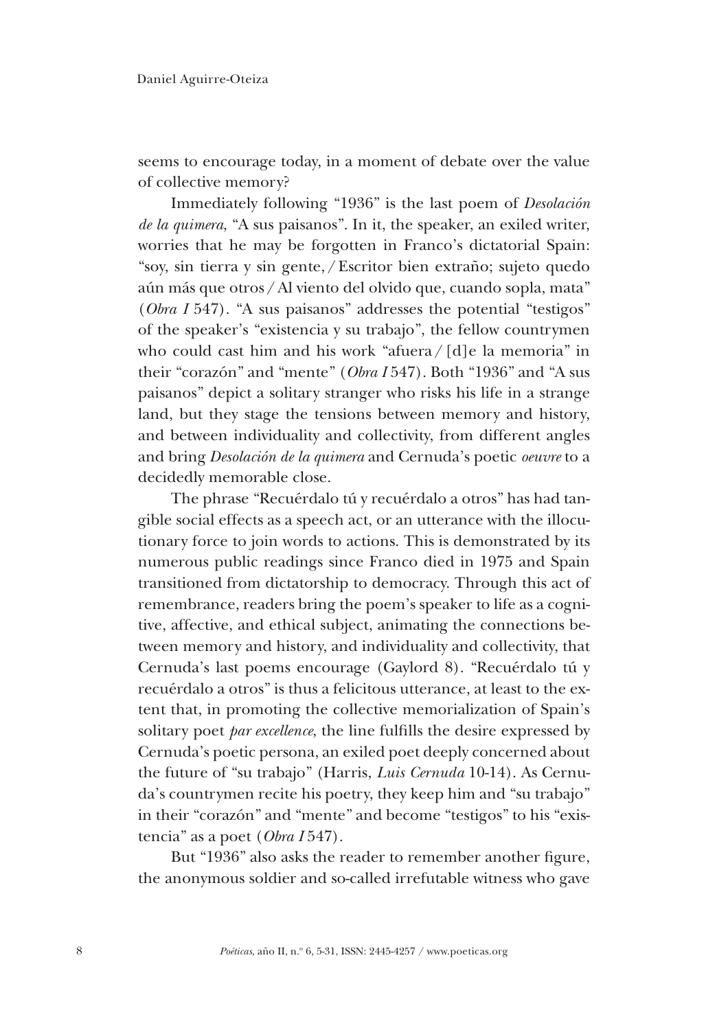seems to encourage today, in a moment of debate over the value of collective memory?

Immediately following "1936" is the last poem of *Desolación de la quimera*, "A sus paisanos". In it, the speaker, an exiled writer, worries that he may be forgotten in Franco's dictatorial Spain: "soy, sin tierra y sin gente, / Escritor bien extraño; sujeto quedo aún más que otros / Al viento del olvido que, cuando sopla, mata" (*Obra I* 547). "A sus paisanos" addresses the potential "testigos" of the speaker's "existencia y su trabajo", the fellow countrymen who could cast him and his work "afuera / [d]e la memoria" in their "corazón" and "mente" (*Obra I* 547). Both "1936" and "A sus paisanos" depict a solitary stranger who risks his life in a strange land, but they stage the tensions between memory and history, and between individuality and collectivity, from different angles and bring *Desolación de la quimera* and Cernuda's poetic *oeuvre* to a decidedly memorable close.

The phrase "Recuérdalo tú y recuérdalo a otros" has had tangible social effects as a speech act, or an utterance with the illocutionary force to join words to actions. This is demonstrated by its numerous public readings since Franco died in 1975 and Spain transitioned from dictatorship to democracy. Through this act of remembrance, readers bring the poem's speaker to life as a cognitive, affective, and ethical subject, animating the connections between memory and history, and individuality and collectivity, that Cernuda's last poems encourage (Gaylord 8). "Recuérdalo tú y recuérdalo a otros" is thus a felicitous utterance, at least to the extent that, in promoting the collective memorialization of Spain's solitary poet *par excellence*, the line fulfills the desire expressed by Cernuda's poetic persona, an exiled poet deeply concerned about the future of "su trabajo" (Harris, *Luis Cernuda* 10-14). As Cernuda's countrymen recite his poetry, they keep him and "su trabajo" in their "corazón" and "mente" and become "testigos" to his "existencia" as a poet (*Obra I* 547).

But "1936" also asks the reader to remember another figure, the anonymous soldier and so-called irrefutable witness who gave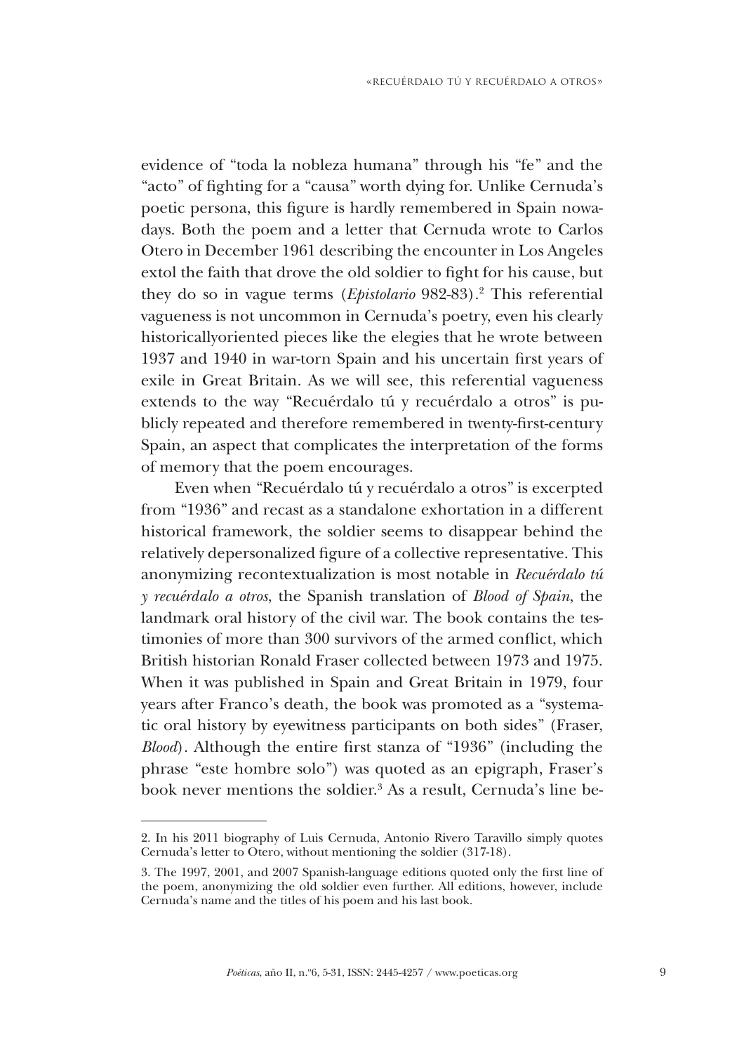evidence of "toda la nobleza humana" through his "fe" and the "acto" of fighting for a "causa" worth dying for. Unlike Cernuda's poetic persona, this figure is hardly remembered in Spain nowadays. Both the poem and a letter that Cernuda wrote to Carlos Otero in December 1961 describing the encounter in Los Angeles extol the faith that drove the old soldier to fight for his cause, but they do so in vague terms (*Epistolario* 982-83).[2] This referential vagueness is not uncommon in Cernuda's poetry, even his clearly historicallyoriented pieces like the elegies that he wrote between 1937 and 1940 in war-torn Spain and his uncertain first years of exile in Great Britain. As we will see, this referential vagueness extends to the way "Recuérdalo tú y recuérdalo a otros" is publicly repeated and therefore remembered in twenty-first-century Spain, an aspect that complicates the interpretation of the forms of memory that the poem encourages.

Even when "Recuérdalo tú y recuérdalo a otros" is excerpted from "1936" and recast as a standalone exhortation in a different historical framework, the soldier seems to disappear behind the relatively depersonalized figure of a collective representative. This anonymizing recontextualization is most notable in *Recuérdalo tú y recuérdalo a otros*, the Spanish translation of *Blood of Spain*, the landmark oral history of the civil war. The book contains the testimonies of more than 300 survivors of the armed conflict, which British historian Ronald Fraser collected between 1973 and 1975. When it was published in Spain and Great Britain in 1979, four years after Franco's death, the book was promoted as a "systematic oral history by eyewitness participants on both sides" (Fraser, *Blood*). Although the entire first stanza of "1936" (including the phrase "este hombre solo") was quoted as an epigraph, Fraser's book never mentions the soldier.[3] As a result, Cernuda's line be-

2. In his 2011 biography of Luis Cernuda, Antonio Rivero Taravillo simply quotes Cernuda's letter to Otero, without mentioning the soldier (317-18).

3. The 1997, 2001, and 2007 Spanish-language editions quoted only the first line of the poem, anonymizing the old soldier even further. All editions, however, include Cernuda's name and the titles of his poem and his last book.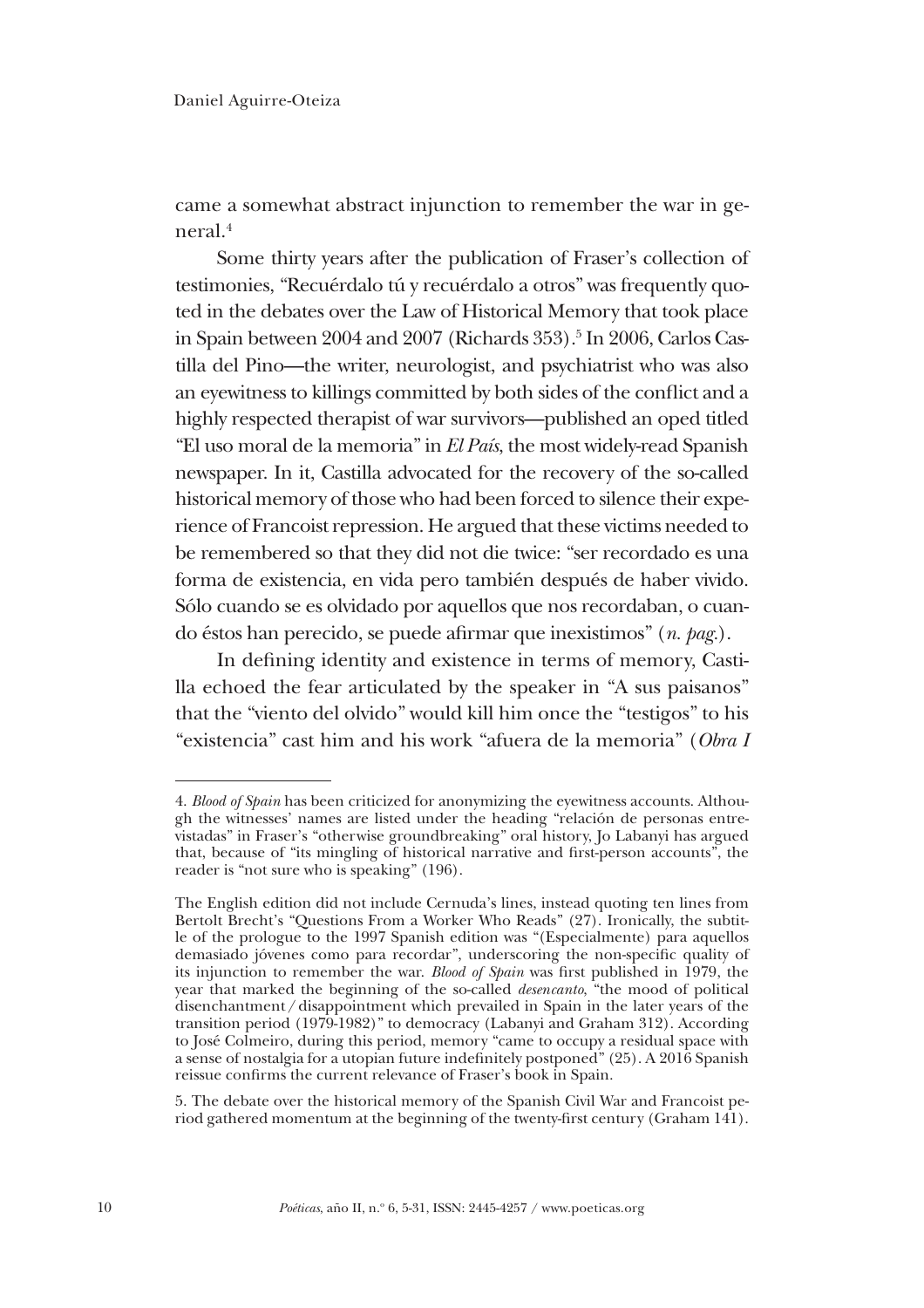came a somewhat abstract injunction to remember the war in general.[4]

Some thirty years after the publication of Fraser's collection of testimonies, "Recuérdalo tú y recuérdalo a otros" was frequently quoted in the debates over the Law of Historical Memory that took place in Spain between 2004 and 2007 (Richards 353).[5] In 2006, Carlos Castilla del Pino—the writer, neurologist, and psychiatrist who was also an eyewitness to killings committed by both sides of the conflict and a highly respected therapist of war survivors—published an oped titled "El uso moral de la memoria" in *El País*, the most widely-read Spanish newspaper. In it, Castilla advocated for the recovery of the so-called historical memory of those who had been forced to silence their experience of Francoist repression. He argued that these victims needed to be remembered so that they did not die twice: "ser recordado es una forma de existencia, en vida pero también después de haber vivido. Sólo cuando se es olvidado por aquellos que nos recordaban, o cuando éstos han perecido, se puede afirmar que inexistimos" (*n. pag.*).

In defining identity and existence in terms of memory, Castilla echoed the fear articulated by the speaker in "A sus paisanos" that the "viento del olvido" would kill him once the "testigos" to his "existencia" cast him and his work "afuera de la memoria" (*Obra I*

---

4. *Blood of Spain* has been criticized for anonymizing the eyewitness accounts. Although the witnesses' names are listed under the heading "relación de personas entrevistadas" in Fraser's "otherwise groundbreaking" oral history, Jo Labanyi has argued that, because of "its mingling of historical narrative and first-person accounts", the reader is "not sure who is speaking" (196).

The English edition did not include Cernuda's lines, instead quoting ten lines from Bertolt Brecht's "Questions From a Worker Who Reads" (27). Ironically, the subtitle of the prologue to the 1997 Spanish edition was "(Especialmente) para aquellos demasiado jóvenes como para recordar", underscoring the non-specific quality of its injunction to remember the war. *Blood of Spain* was first published in 1979, the year that marked the beginning of the so-called *desencanto,* "the mood of political disenchantment / disappointment which prevailed in Spain in the later years of the transition period (1979-1982)" to democracy (Labanyi and Graham 312). According to José Colmeiro, during this period, memory "came to occupy a residual space with a sense of nostalgia for a utopian future indefinitely postponed" (25). A 2016 Spanish reissue confirms the current relevance of Fraser's book in Spain.

5. The debate over the historical memory of the Spanish Civil War and Francoist period gathered momentum at the beginning of the twenty-first century (Graham 141).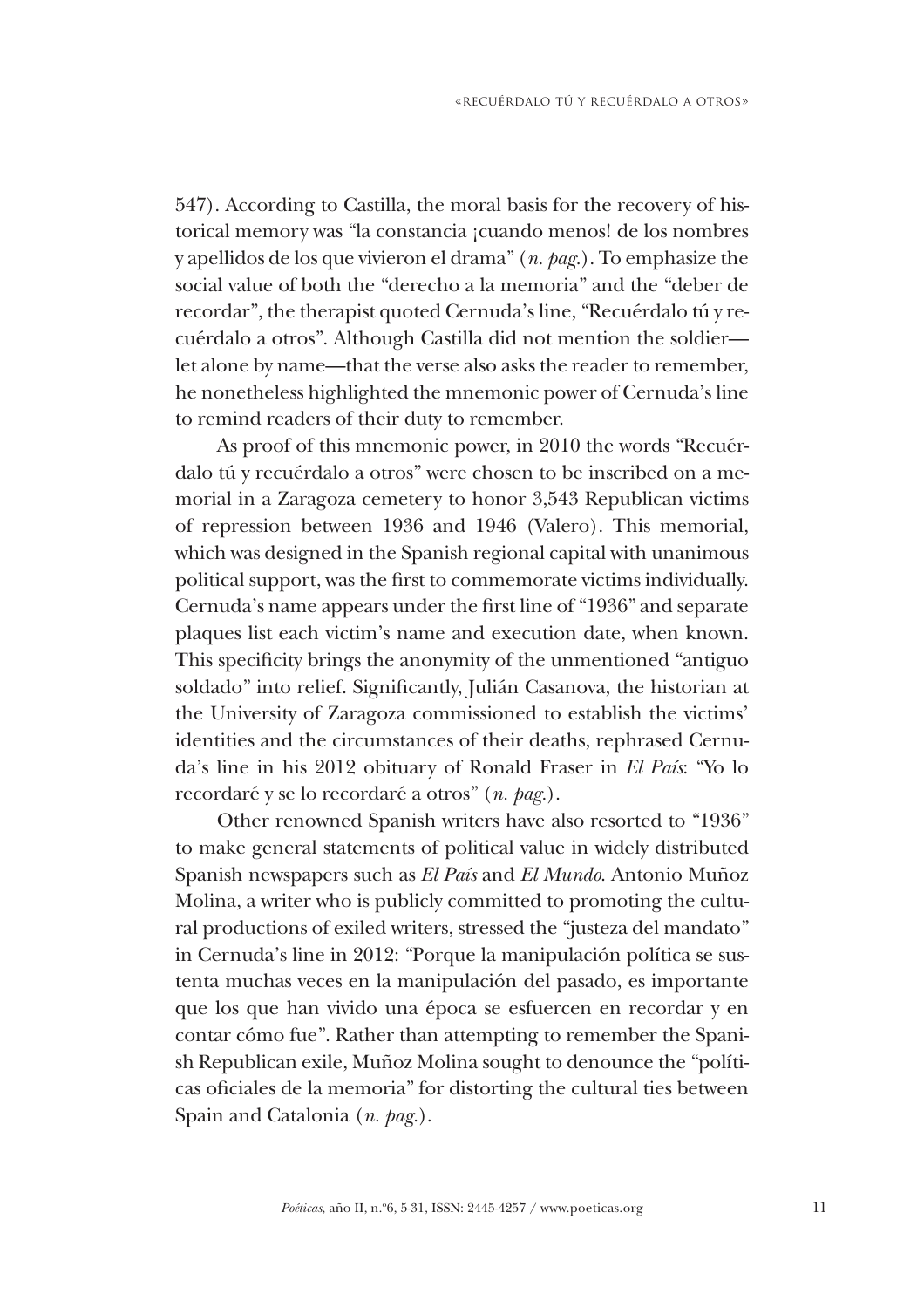547). According to Castilla, the moral basis for the recovery of historical memory was "la constancia ¡cuando menos! de los nombres y apellidos de los que vivieron el drama" (*n. pag.*). To emphasize the social value of both the "derecho a la memoria" and the "deber de recordar", the therapist quoted Cernuda's line, "Recuérdalo tú y recuérdalo a otros". Although Castilla did not mention the soldier—let alone by name—that the verse also asks the reader to remember, he nonetheless highlighted the mnemonic power of Cernuda's line to remind readers of their duty to remember.

As proof of this mnemonic power, in 2010 the words "Recuérdalo tú y recuérdalo a otros" were chosen to be inscribed on a memorial in a Zaragoza cemetery to honor 3,543 Republican victims of repression between 1936 and 1946 (Valero). This memorial, which was designed in the Spanish regional capital with unanimous political support, was the first to commemorate victims individually. Cernuda's name appears under the first line of "1936" and separate plaques list each victim's name and execution date, when known. This specificity brings the anonymity of the unmentioned "antiguo soldado" into relief. Significantly, Julián Casanova, the historian at the University of Zaragoza commissioned to establish the victims' identities and the circumstances of their deaths, rephrased Cernuda's line in his 2012 obituary of Ronald Fraser in *El País*: "Yo lo recordaré y se lo recordaré a otros" (*n. pag.*).

Other renowned Spanish writers have also resorted to "1936" to make general statements of political value in widely distributed Spanish newspapers such as *El País* and *El Mundo*. Antonio Muñoz Molina, a writer who is publicly committed to promoting the cultural productions of exiled writers, stressed the "justeza del mandato" in Cernuda's line in 2012: "Porque la manipulación política se sustenta muchas veces en la manipulación del pasado, es importante que los que han vivido una época se esfuercen en recordar y en contar cómo fue". Rather than attempting to remember the Spanish Republican exile, Muñoz Molina sought to denounce the "políticas oficiales de la memoria" for distorting the cultural ties between Spain and Catalonia (*n. pag.*).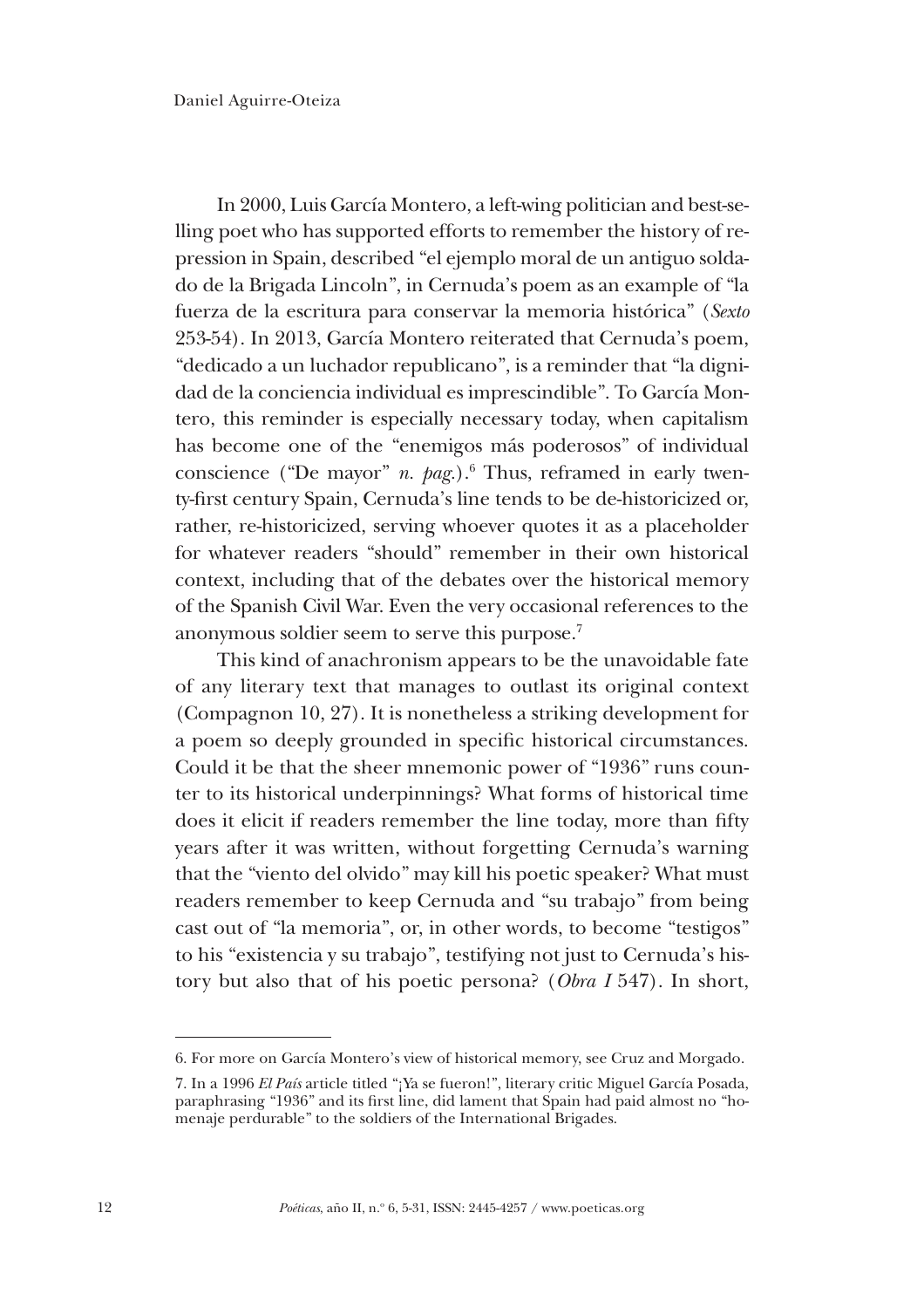In 2000, Luis García Montero, a left-wing politician and best-selling poet who has supported efforts to remember the history of repression in Spain, described "el ejemplo moral de un antiguo soldado de la Brigada Lincoln", in Cernuda's poem as an example of "la fuerza de la escritura para conservar la memoria histórica" (*Sexto* 253-54). In 2013, García Montero reiterated that Cernuda's poem, "dedicado a un luchador republicano", is a reminder that "la dignidad de la conciencia individual es imprescindible". To García Montero, this reminder is especially necessary today, when capitalism has become one of the "enemigos más poderosos" of individual conscience ("De mayor" *n. pag.*).[6] Thus, reframed in early twenty-first century Spain, Cernuda's line tends to be de-historicized or, rather, re-historicized, serving whoever quotes it as a placeholder for whatever readers "should" remember in their own historical context, including that of the debates over the historical memory of the Spanish Civil War. Even the very occasional references to the anonymous soldier seem to serve this purpose.[7]

This kind of anachronism appears to be the unavoidable fate of any literary text that manages to outlast its original context (Compagnon 10, 27). It is nonetheless a striking development for a poem so deeply grounded in specific historical circumstances. Could it be that the sheer mnemonic power of "1936" runs counter to its historical underpinnings? What forms of historical time does it elicit if readers remember the line today, more than fifty years after it was written, without forgetting Cernuda's warning that the "viento del olvido" may kill his poetic speaker? What must readers remember to keep Cernuda and "su trabajo" from being cast out of "la memoria", or, in other words, to become "testigos" to his "existencia y su trabajo", testifying not just to Cernuda's history but also that of his poetic persona? (*Obra I* 547). In short,

---

6. For more on García Montero's view of historical memory, see Cruz and Morgado.

7. In a 1996 *El País* article titled "¡Ya se fueron!", literary critic Miguel García Posada, paraphrasing "1936" and its first line, did lament that Spain had paid almost no "homenaje perdurable" to the soldiers of the International Brigades.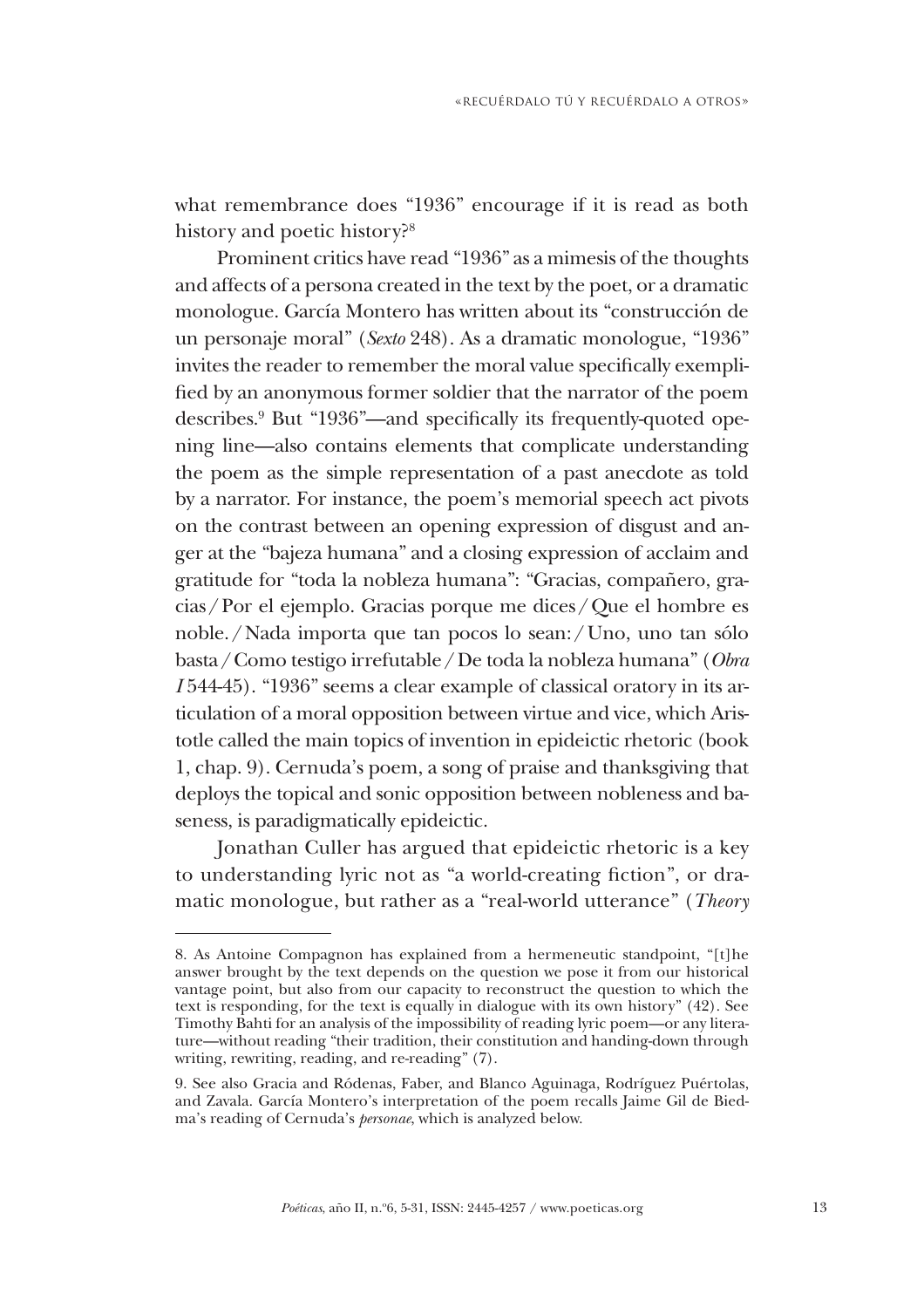what remembrance does "1936" encourage if it is read as both history and poetic history?[8]

Prominent critics have read "1936" as a mimesis of the thoughts and affects of a persona created in the text by the poet, or a dramatic monologue. García Montero has written about its "construcción de un personaje moral" (*Sexto* 248). As a dramatic monologue, "1936" invites the reader to remember the moral value specifically exemplified by an anonymous former soldier that the narrator of the poem describes.[9] But "1936"—and specifically its frequently-quoted opening line—also contains elements that complicate understanding the poem as the simple representation of a past anecdote as told by a narrator. For instance, the poem's memorial speech act pivots on the contrast between an opening expression of disgust and anger at the "bajeza humana" and a closing expression of acclaim and gratitude for "toda la nobleza humana": "Gracias, compañero, gracias / Por el ejemplo. Gracias porque me dices / Que el hombre es noble. / Nada importa que tan pocos lo sean: / Uno, uno tan sólo basta / Como testigo irrefutable / De toda la nobleza humana" (*Obra I* 544-45). "1936" seems a clear example of classical oratory in its articulation of a moral opposition between virtue and vice, which Aristotle called the main topics of invention in epideictic rhetoric (book 1, chap. 9). Cernuda's poem, a song of praise and thanksgiving that deploys the topical and sonic opposition between nobleness and baseness, is paradigmatically epideictic.

Jonathan Culler has argued that epideictic rhetoric is a key to understanding lyric not as "a world-creating fiction", or dramatic monologue, but rather as a "real-world utterance" (*Theory*

---

8. As Antoine Compagnon has explained from a hermeneutic standpoint, "[t]he answer brought by the text depends on the question we pose it from our historical vantage point, but also from our capacity to reconstruct the question to which the text is responding, for the text is equally in dialogue with its own history" (42). See Timothy Bahti for an analysis of the impossibility of reading lyric poem—or any literature—without reading "their tradition, their constitution and handing-down through writing, rewriting, reading, and re-reading" (7).

9. See also Gracia and Ródenas, Faber, and Blanco Aguinaga, Rodríguez Puértolas, and Zavala. García Montero's interpretation of the poem recalls Jaime Gil de Biedma's reading of Cernuda's *personae*, which is analyzed below.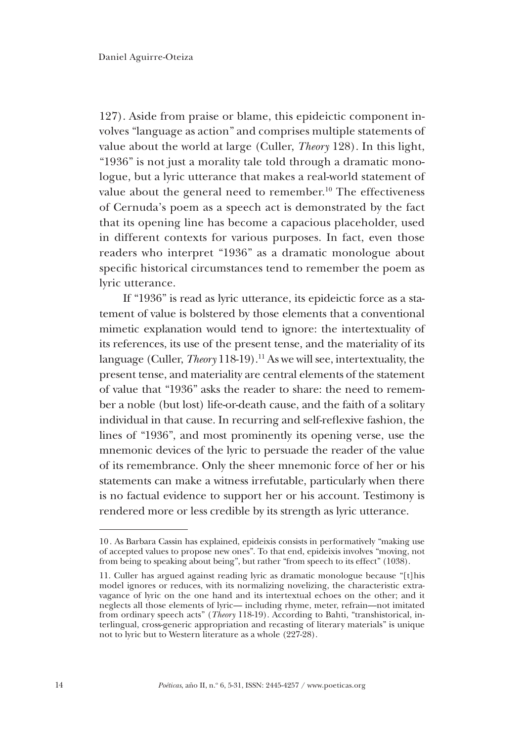127). Aside from praise or blame, this epideictic component involves "language as action" and comprises multiple statements of value about the world at large (Culler, *Theory* 128). In this light, "1936" is not just a morality tale told through a dramatic monologue, but a lyric utterance that makes a real-world statement of value about the general need to remember.[10] The effectiveness of Cernuda's poem as a speech act is demonstrated by the fact that its opening line has become a capacious placeholder, used in different contexts for various purposes. In fact, even those readers who interpret "1936" as a dramatic monologue about specific historical circumstances tend to remember the poem as lyric utterance.

If "1936" is read as lyric utterance, its epideictic force as a statement of value is bolstered by those elements that a conventional mimetic explanation would tend to ignore: the intertextuality of its references, its use of the present tense, and the materiality of its language (Culler, *Theory* 118-19).[11] As we will see, intertextuality, the present tense, and materiality are central elements of the statement of value that "1936" asks the reader to share: the need to remember a noble (but lost) life-or-death cause, and the faith of a solitary individual in that cause. In recurring and self-reflexive fashion, the lines of "1936", and most prominently its opening verse, use the mnemonic devices of the lyric to persuade the reader of the value of its remembrance. Only the sheer mnemonic force of her or his statements can make a witness irrefutable, particularly when there is no factual evidence to support her or his account. Testimony is rendered more or less credible by its strength as lyric utterance.

---

10. As Barbara Cassin has explained, epideixis consists in performatively "making use of accepted values to propose new ones". To that end, epideixis involves "moving, not from being to speaking about being", but rather "from speech to its effect" (1038).

11. Culler has argued against reading lyric as dramatic monologue because "[t]his model ignores or reduces, with its normalizing novelizing, the characteristic extravagance of lyric on the one hand and its intertextual echoes on the other; and it neglects all those elements of lyric— including rhyme, meter, refrain—not imitated from ordinary speech acts" (*Theory* 118-19). According to Bahti, "transhistorical, interlingual, cross-generic appropriation and recasting of literary materials" is unique not to lyric but to Western literature as a whole (227-28).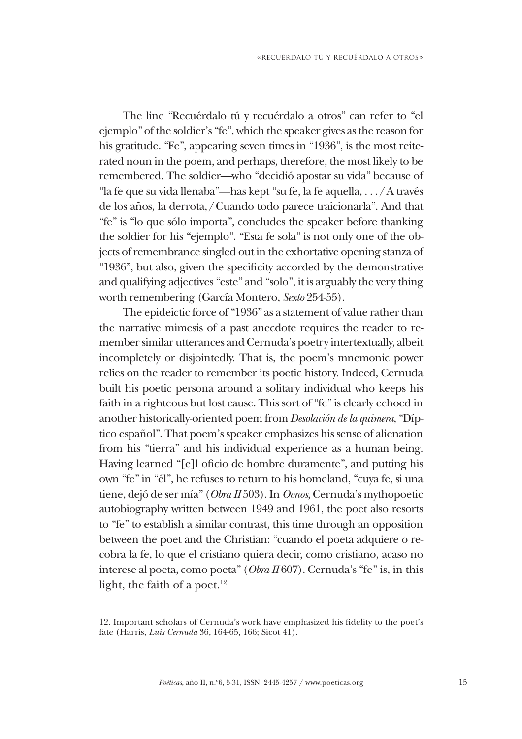The line "Recuérdalo tú y recuérdalo a otros" can refer to "el ejemplo" of the soldier's "fe", which the speaker gives as the reason for his gratitude. "Fe", appearing seven times in "1936", is the most reiterated noun in the poem, and perhaps, therefore, the most likely to be remembered. The soldier—who "decidió apostar su vida" because of "la fe que su vida llenaba"—has kept "su fe, la fe aquella, . . . / A través de los años, la derrota, / Cuando todo parece traicionarla". And that "fe" is "lo que sólo importa", concludes the speaker before thanking the soldier for his "ejemplo". "Esta fe sola" is not only one of the objects of remembrance singled out in the exhortative opening stanza of "1936", but also, given the specificity accorded by the demonstrative and qualifying adjectives "este" and "solo", it is arguably the very thing worth remembering (García Montero, *Sexto* 254-55).

The epideictic force of "1936" as a statement of value rather than the narrative mimesis of a past anecdote requires the reader to remember similar utterances and Cernuda's poetry intertextually, albeit incompletely or disjointedly. That is, the poem's mnemonic power relies on the reader to remember its poetic history. Indeed, Cernuda built his poetic persona around a solitary individual who keeps his faith in a righteous but lost cause. This sort of "fe" is clearly echoed in another historically-oriented poem from *Desolación de la quimera*, "Díptico español". That poem's speaker emphasizes his sense of alienation from his "tierra" and his individual experience as a human being. Having learned "[e]l oficio de hombre duramente", and putting his own "fe" in "él", he refuses to return to his homeland, "cuya fe, si una tiene, dejó de ser mía" (*Obra II* 503). In *Ocnos*, Cernuda's mythopoetic autobiography written between 1949 and 1961, the poet also resorts to "fe" to establish a similar contrast, this time through an opposition between the poet and the Christian: "cuando el poeta adquiere o recobra la fe, lo que el cristiano quiera decir, como cristiano, acaso no interese al poeta, como poeta" (*Obra II* 607). Cernuda's "fe" is, in this light, the faith of a poet.[12]

---

12. Important scholars of Cernuda's work have emphasized his fidelity to the poet's fate (Harris, *Luis Cernuda* 36, 164-65, 166; Sicot 41).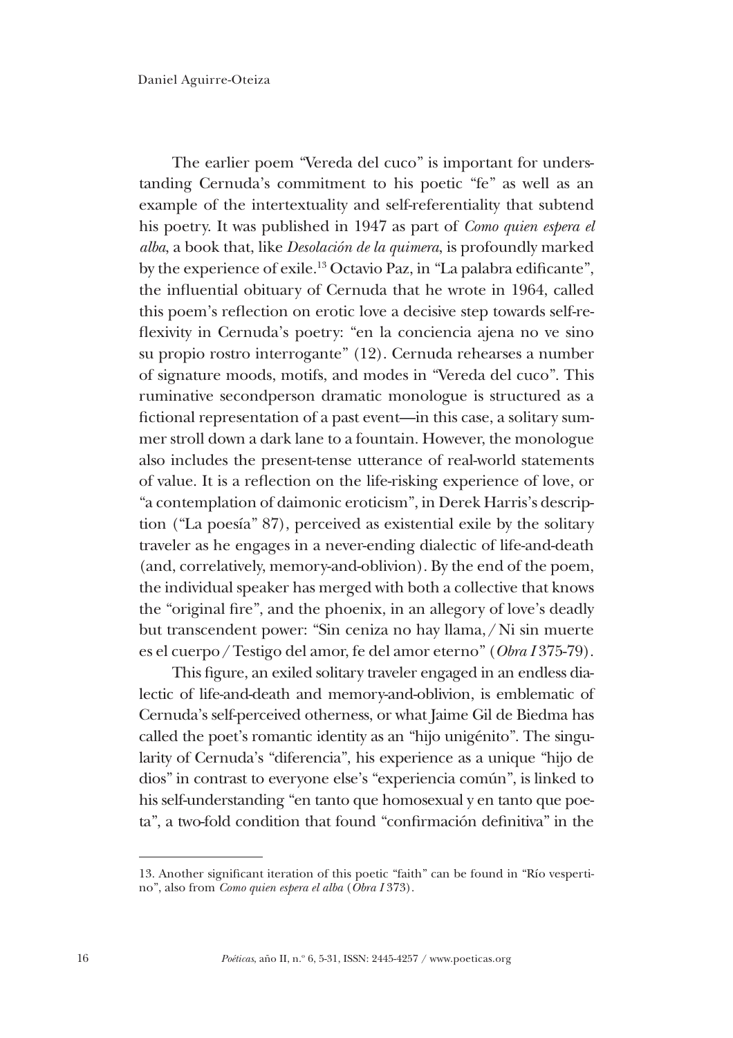The earlier poem "Vereda del cuco" is important for understanding Cernuda's commitment to his poetic "fe" as well as an example of the intertextuality and self-referentiality that subtend his poetry. It was published in 1947 as part of *Como quien espera el alba*, a book that, like *Desolación de la quimera*, is profoundly marked by the experience of exile.[13] Octavio Paz, in "La palabra edificante", the influential obituary of Cernuda that he wrote in 1964, called this poem's reflection on erotic love a decisive step towards self-reflexivity in Cernuda's poetry: "en la conciencia ajena no ve sino su propio rostro interrogante" (12). Cernuda rehearses a number of signature moods, motifs, and modes in "Vereda del cuco". This ruminative secondperson dramatic monologue is structured as a fictional representation of a past event—in this case, a solitary summer stroll down a dark lane to a fountain. However, the monologue also includes the present-tense utterance of real-world statements of value. It is a reflection on the life-risking experience of love, or "a contemplation of daimonic eroticism", in Derek Harris's description ("La poesía" 87), perceived as existential exile by the solitary traveler as he engages in a never-ending dialectic of life-and-death (and, correlatively, memory-and-oblivion). By the end of the poem, the individual speaker has merged with both a collective that knows the "original fire", and the phoenix, in an allegory of love's deadly but transcendent power: "Sin ceniza no hay llama, / Ni sin muerte es el cuerpo / Testigo del amor, fe del amor eterno" (*Obra I* 375-79).

This figure, an exiled solitary traveler engaged in an endless dialectic of life-and-death and memory-and-oblivion, is emblematic of Cernuda's self-perceived otherness, or what Jaime Gil de Biedma has called the poet's romantic identity as an "hijo unigénito". The singularity of Cernuda's "diferencia", his experience as a unique "hijo de dios" in contrast to everyone else's "experiencia común", is linked to his self-understanding "en tanto que homosexual y en tanto que poeta", a two-fold condition that found "confirmación definitiva" in the

13. Another significant iteration of this poetic "faith" can be found in "Río vespertino", also from *Como quien espera el alba* (*Obra I* 373).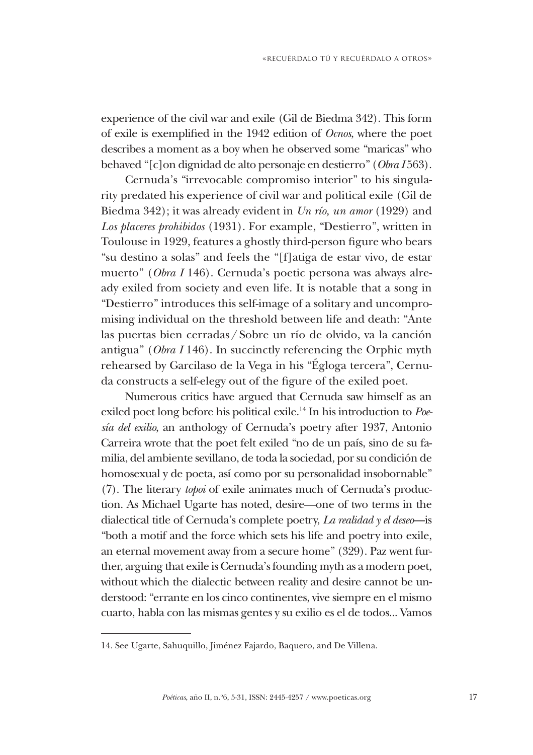experience of the civil war and exile (Gil de Biedma 342). This form of exile is exemplified in the 1942 edition of *Ocnos*, where the poet describes a moment as a boy when he observed some "maricas" who behaved "[c]on dignidad de alto personaje en destierro" (*Obra I* 563).

Cernuda's "irrevocable compromiso interior" to his singularity predated his experience of civil war and political exile (Gil de Biedma 342); it was already evident in *Un río, un amor* (1929) and *Los placeres prohibidos* (1931). For example, "Destierro", written in Toulouse in 1929, features a ghostly third-person figure who bears "su destino a solas" and feels the "[f]atiga de estar vivo, de estar muerto" (*Obra I* 146). Cernuda's poetic persona was always already exiled from society and even life. It is notable that a song in "Destierro" introduces this self-image of a solitary and uncompromising individual on the threshold between life and death: "Ante las puertas bien cerradas / Sobre un río de olvido, va la canción antigua" (*Obra I* 146). In succinctly referencing the Orphic myth rehearsed by Garcilaso de la Vega in his "Égloga tercera", Cernuda constructs a self-elegy out of the figure of the exiled poet.

Numerous critics have argued that Cernuda saw himself as an exiled poet long before his political exile.[14] In his introduction to *Poesía del exilio*, an anthology of Cernuda's poetry after 1937, Antonio Carreira wrote that the poet felt exiled "no de un país, sino de su familia, del ambiente sevillano, de toda la sociedad, por su condición de homosexual y de poeta, así como por su personalidad insobornable" (7). The literary *topoi* of exile animates much of Cernuda's production. As Michael Ugarte has noted, desire—one of two terms in the dialectical title of Cernuda's complete poetry, *La realidad y el deseo*—is "both a motif and the force which sets his life and poetry into exile, an eternal movement away from a secure home" (329). Paz went further, arguing that exile is Cernuda's founding myth as a modern poet, without which the dialectic between reality and desire cannot be understood: "errante en los cinco continentes, vive siempre en el mismo cuarto, habla con las mismas gentes y su exilio es el de todos... Vamos

14. See Ugarte, Sahuquillo, Jiménez Fajardo, Baquero, and De Villena.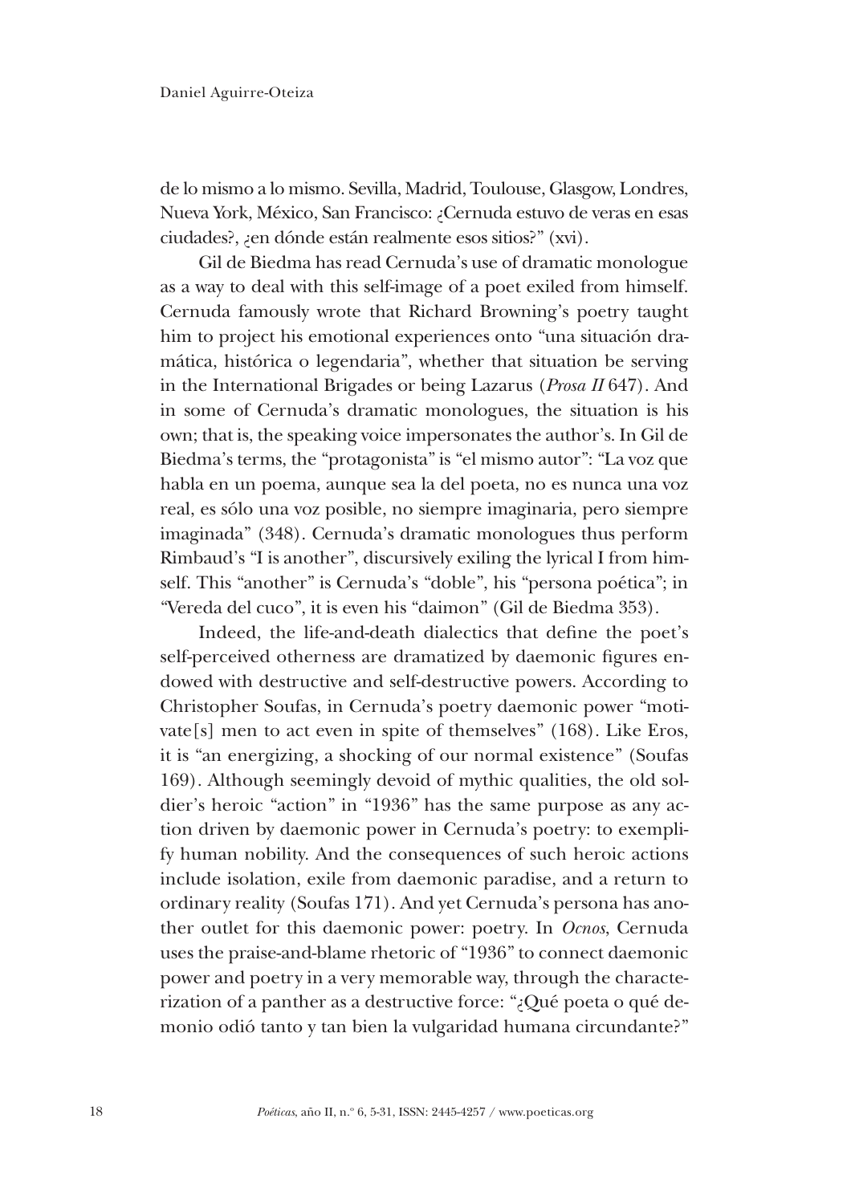de lo mismo a lo mismo. Sevilla, Madrid, Toulouse, Glasgow, Londres, Nueva York, México, San Francisco: ¿Cernuda estuvo de veras en esas ciudades?, ¿en dónde están realmente esos sitios?" (xvi).

Gil de Biedma has read Cernuda's use of dramatic monologue as a way to deal with this self-image of a poet exiled from himself. Cernuda famously wrote that Richard Browning's poetry taught him to project his emotional experiences onto "una situación dramática, histórica o legendaria", whether that situation be serving in the International Brigades or being Lazarus (*Prosa II* 647). And in some of Cernuda's dramatic monologues, the situation is his own; that is, the speaking voice impersonates the author's. In Gil de Biedma's terms, the "protagonista" is "el mismo autor": "La voz que habla en un poema, aunque sea la del poeta, no es nunca una voz real, es sólo una voz posible, no siempre imaginaria, pero siempre imaginada" (348). Cernuda's dramatic monologues thus perform Rimbaud's "I is another", discursively exiling the lyrical I from himself. This "another" is Cernuda's "doble", his "persona poética"; in "Vereda del cuco", it is even his "daimon" (Gil de Biedma 353).

Indeed, the life-and-death dialectics that define the poet's self-perceived otherness are dramatized by daemonic figures endowed with destructive and self-destructive powers. According to Christopher Soufas, in Cernuda's poetry daemonic power "motivate[s] men to act even in spite of themselves" (168). Like Eros, it is "an energizing, a shocking of our normal existence" (Soufas 169). Although seemingly devoid of mythic qualities, the old soldier's heroic "action" in "1936" has the same purpose as any action driven by daemonic power in Cernuda's poetry: to exemplify human nobility. And the consequences of such heroic actions include isolation, exile from daemonic paradise, and a return to ordinary reality (Soufas 171). And yet Cernuda's persona has another outlet for this daemonic power: poetry. In *Ocnos*, Cernuda uses the praise-and-blame rhetoric of "1936" to connect daemonic power and poetry in a very memorable way, through the characterization of a panther as a destructive force: "¿Qué poeta o qué demonio odió tanto y tan bien la vulgaridad humana circundante?"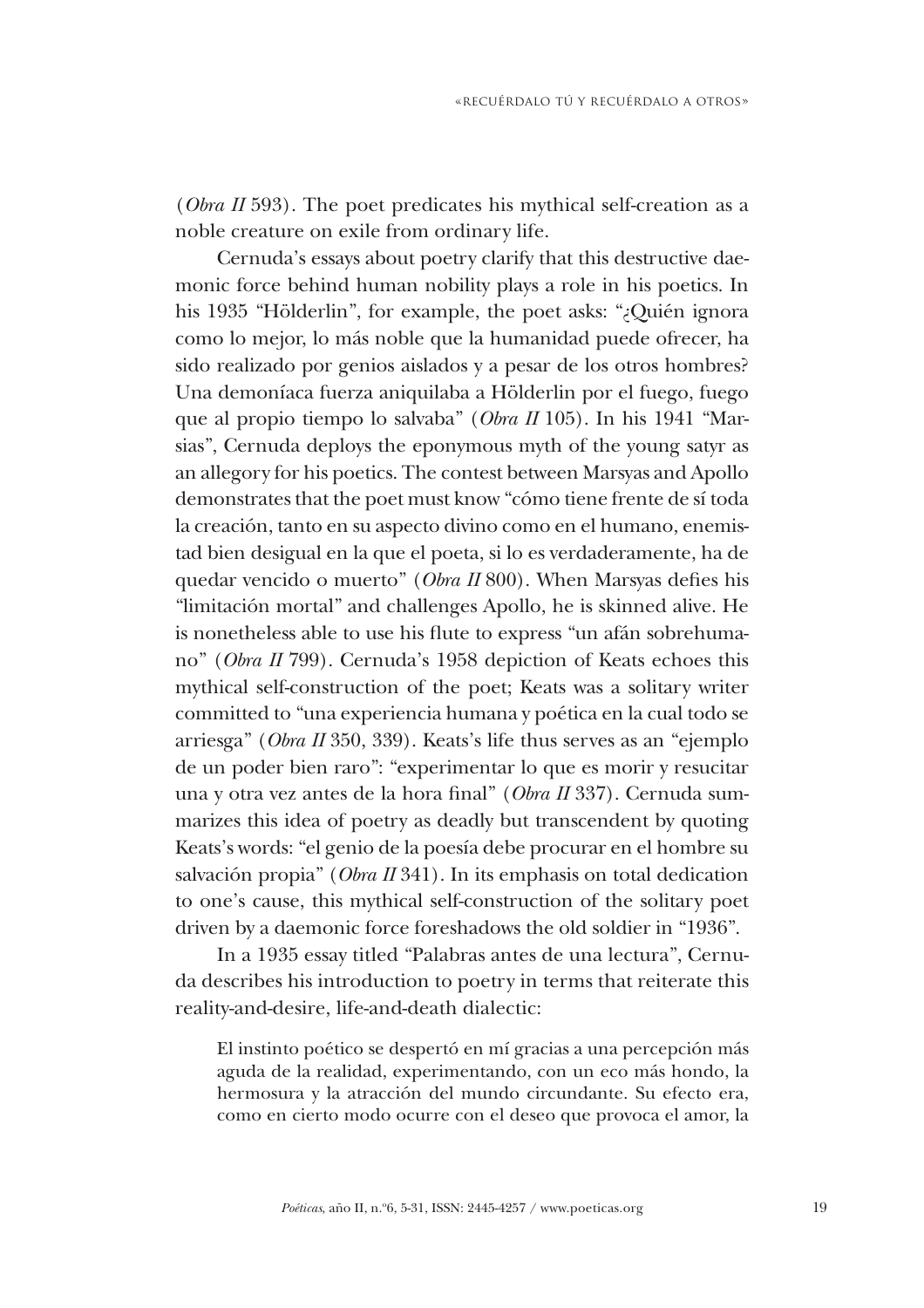(*Obra II* 593). The poet predicates his mythical self-creation as a noble creature on exile from ordinary life.

Cernuda's essays about poetry clarify that this destructive daemonic force behind human nobility plays a role in his poetics. In his 1935 "Hölderlin", for example, the poet asks: "¿Quién ignora como lo mejor, lo más noble que la humanidad puede ofrecer, ha sido realizado por genios aislados y a pesar de los otros hombres? Una demoníaca fuerza aniquilaba a Hölderlin por el fuego, fuego que al propio tiempo lo salvaba" (*Obra II* 105). In his 1941 "Marsias", Cernuda deploys the eponymous myth of the young satyr as an allegory for his poetics. The contest between Marsyas and Apollo demonstrates that the poet must know "cómo tiene frente de sí toda la creación, tanto en su aspecto divino como en el humano, enemistad bien desigual en la que el poeta, si lo es verdaderamente, ha de quedar vencido o muerto" (*Obra II* 800). When Marsyas defies his "limitación mortal" and challenges Apollo, he is skinned alive. He is nonetheless able to use his flute to express "un afán sobrehumano" (*Obra II* 799). Cernuda's 1958 depiction of Keats echoes this mythical self-construction of the poet; Keats was a solitary writer committed to "una experiencia humana y poética en la cual todo se arriesga" (*Obra II* 350, 339). Keats's life thus serves as an "ejemplo de un poder bien raro": "experimentar lo que es morir y resucitar una y otra vez antes de la hora final" (*Obra II* 337). Cernuda summarizes this idea of poetry as deadly but transcendent by quoting Keats's words: "el genio de la poesía debe procurar en el hombre su salvación propia" (*Obra II* 341). In its emphasis on total dedication to one's cause, this mythical self-construction of the solitary poet driven by a daemonic force foreshadows the old soldier in "1936".

In a 1935 essay titled "Palabras antes de una lectura", Cernuda describes his introduction to poetry in terms that reiterate this reality-and-desire, life-and-death dialectic:

> El instinto poético se despertó en mí gracias a una percepción más aguda de la realidad, experimentando, con un eco más hondo, la hermosura y la atracción del mundo circundante. Su efecto era, como en cierto modo ocurre con el deseo que provoca el amor, la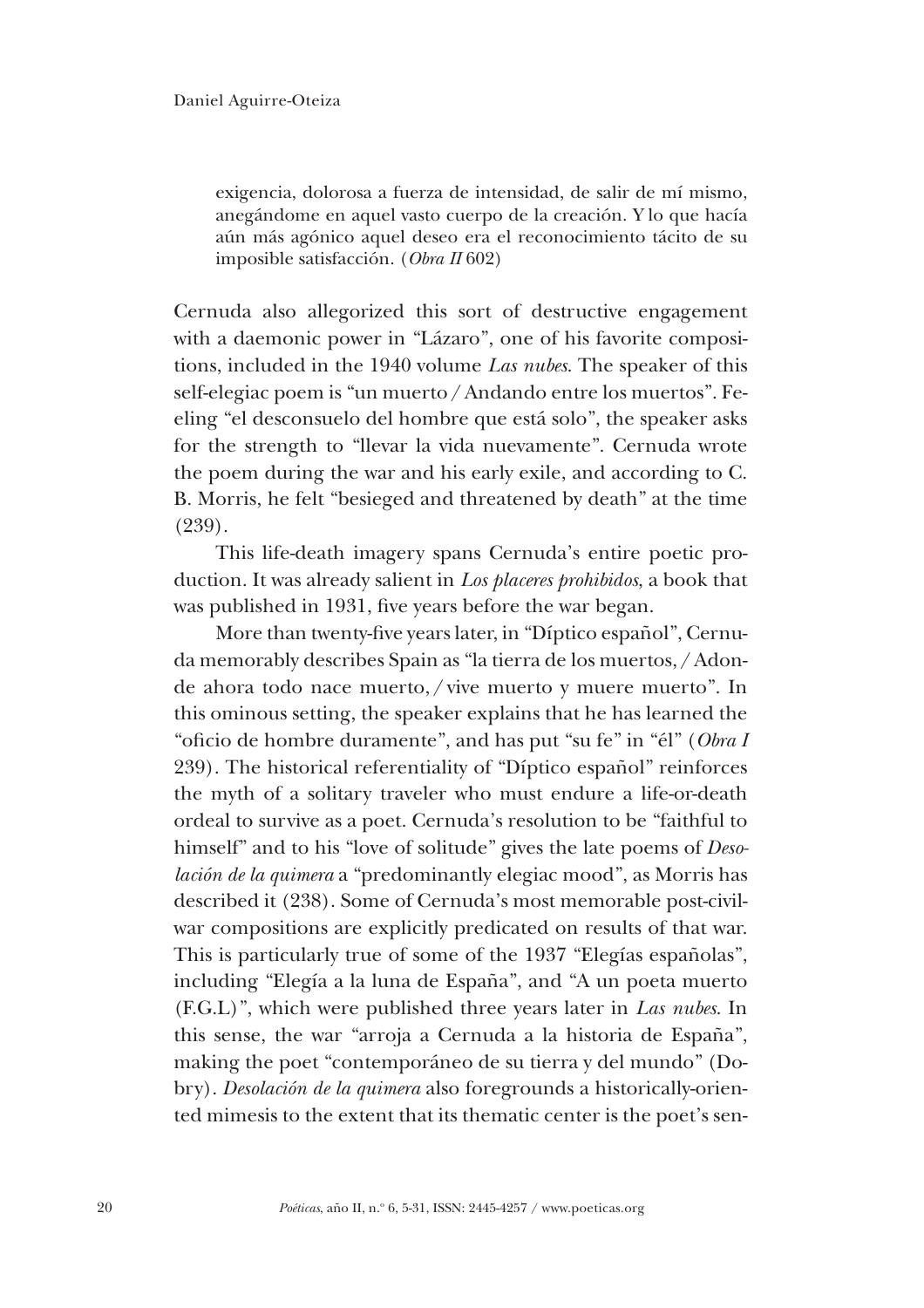> exigencia, dolorosa a fuerza de intensidad, de salir de mí mismo, anegándome en aquel vasto cuerpo de la creación. Y lo que hacía aún más agónico aquel deseo era el reconocimiento tácito de su imposible satisfacción. (*Obra II* 602)

Cernuda also allegorized this sort of destructive engagement with a daemonic power in "Lázaro", one of his favorite compositions, included in the 1940 volume *Las nubes*. The speaker of this self-elegiac poem is "un muerto / Andando entre los muertos". Feeling "el desconsuelo del hombre que está solo", the speaker asks for the strength to "llevar la vida nuevamente". Cernuda wrote the poem during the war and his early exile, and according to C. B. Morris, he felt "besieged and threatened by death" at the time (239).

This life-death imagery spans Cernuda's entire poetic production. It was already salient in *Los placeres prohibidos*, a book that was published in 1931, five years before the war began.

More than twenty-five years later, in "Díptico español", Cernuda memorably describes Spain as "la tierra de los muertos, / Adonde ahora todo nace muerto, / vive muerto y muere muerto". In this ominous setting, the speaker explains that he has learned the "oficio de hombre duramente", and has put "su fe" in "él" (*Obra I* 239). The historical referentiality of "Díptico español" reinforces the myth of a solitary traveler who must endure a life-or-death ordeal to survive as a poet. Cernuda's resolution to be "faithful to himself" and to his "love of solitude" gives the late poems of *Desolación de la quimera* a "predominantly elegiac mood", as Morris has described it (238). Some of Cernuda's most memorable post-civil-war compositions are explicitly predicated on results of that war. This is particularly true of some of the 1937 "Elegías españolas", including "Elegía a la luna de España", and "A un poeta muerto (F.G.L)", which were published three years later in *Las nubes*. In this sense, the war "arroja a Cernuda a la historia de España", making the poet "contemporáneo de su tierra y del mundo" (Dobry). *Desolación de la quimera* also foregrounds a historically-oriented mimesis to the extent that its thematic center is the poet's sen-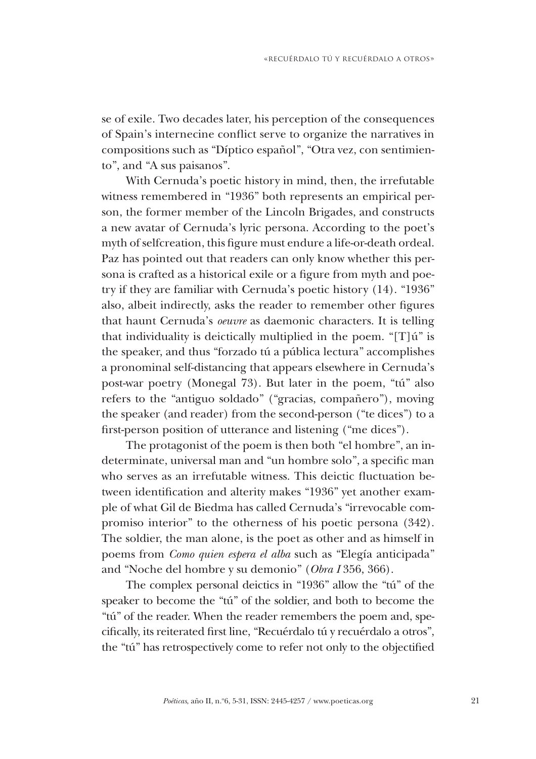se of exile. Two decades later, his perception of the consequences of Spain's internecine conflict serve to organize the narratives in compositions such as "Díptico español", "Otra vez, con sentimiento", and "A sus paisanos".

With Cernuda's poetic history in mind, then, the irrefutable witness remembered in "1936" both represents an empirical person, the former member of the Lincoln Brigades, and constructs a new avatar of Cernuda's lyric persona. According to the poet's myth of selfcreation, this figure must endure a life-or-death ordeal. Paz has pointed out that readers can only know whether this persona is crafted as a historical exile or a figure from myth and poetry if they are familiar with Cernuda's poetic history (14). "1936" also, albeit indirectly, asks the reader to remember other figures that haunt Cernuda's *oeuvre* as daemonic characters. It is telling that individuality is deictically multiplied in the poem. "[T]ú" is the speaker, and thus "forzado tú a pública lectura" accomplishes a pronominal self-distancing that appears elsewhere in Cernuda's post-war poetry (Monegal 73). But later in the poem, "tú" also refers to the "antiguo soldado" ("gracias, compañero"), moving the speaker (and reader) from the second-person ("te dices") to a first-person position of utterance and listening ("me dices").

The protagonist of the poem is then both "el hombre", an indeterminate, universal man and "un hombre solo", a specific man who serves as an irrefutable witness. This deictic fluctuation between identification and alterity makes "1936" yet another example of what Gil de Biedma has called Cernuda's "irrevocable compromiso interior" to the otherness of his poetic persona (342). The soldier, the man alone, is the poet as other and as himself in poems from *Como quien espera el alba* such as "Elegía anticipada" and "Noche del hombre y su demonio" (*Obra I* 356, 366).

The complex personal deictics in "1936" allow the "tú" of the speaker to become the "tú" of the soldier, and both to become the "tú" of the reader. When the reader remembers the poem and, specifically, its reiterated first line, "Recuérdalo tú y recuérdalo a otros", the "tú" has retrospectively come to refer not only to the objectified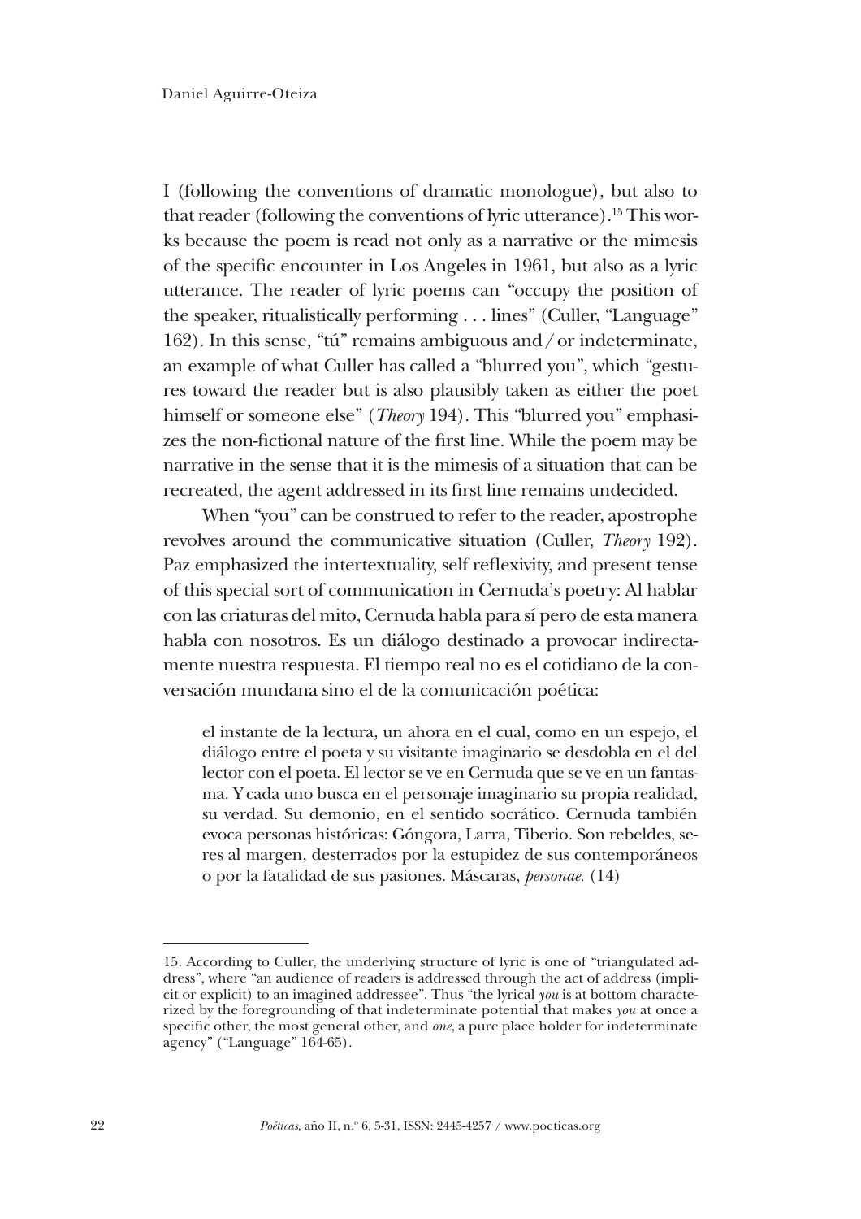I (following the conventions of dramatic monologue), but also to that reader (following the conventions of lyric utterance).[15] This works because the poem is read not only as a narrative or the mimesis of the specific encounter in Los Angeles in 1961, but also as a lyric utterance. The reader of lyric poems can "occupy the position of the speaker, ritualistically performing . . . lines" (Culler, "Language" 162). In this sense, "tú" remains ambiguous and/or indeterminate, an example of what Culler has called a "blurred you", which "gestures toward the reader but is also plausibly taken as either the poet himself or someone else" (*Theory* 194). This "blurred you" emphasizes the non-fictional nature of the first line. While the poem may be narrative in the sense that it is the mimesis of a situation that can be recreated, the agent addressed in its first line remains undecided.

When "you" can be construed to refer to the reader, apostrophe revolves around the communicative situation (Culler, *Theory* 192). Paz emphasized the intertextuality, self reflexivity, and present tense of this special sort of communication in Cernuda's poetry: Al hablar con las criaturas del mito, Cernuda habla para sí pero de esta manera habla con nosotros. Es un diálogo destinado a provocar indirectamente nuestra respuesta. El tiempo real no es el cotidiano de la conversación mundana sino el de la comunicación poética:

> el instante de la lectura, un ahora en el cual, como en un espejo, el diálogo entre el poeta y su visitante imaginario se desdobla en el del lector con el poeta. El lector se ve en Cernuda que se ve en un fantasma. Y cada uno busca en el personaje imaginario su propia realidad, su verdad. Su demonio, en el sentido socrático. Cernuda también evoca personas históricas: Góngora, Larra, Tiberio. Son rebeldes, seres al margen, desterrados por la estupidez de sus contemporáneos o por la fatalidad de sus pasiones. Máscaras, *personae*. (14)

---

15. According to Culler, the underlying structure of lyric is one of "triangulated address", where "an audience of readers is addressed through the act of address (implicit or explicit) to an imagined addressee". Thus "the lyrical *you* is at bottom characterized by the foregrounding of that indeterminate potential that makes *you* at once a specific other, the most general other, and *one*, a pure place holder for indeterminate agency" ("Language" 164-65).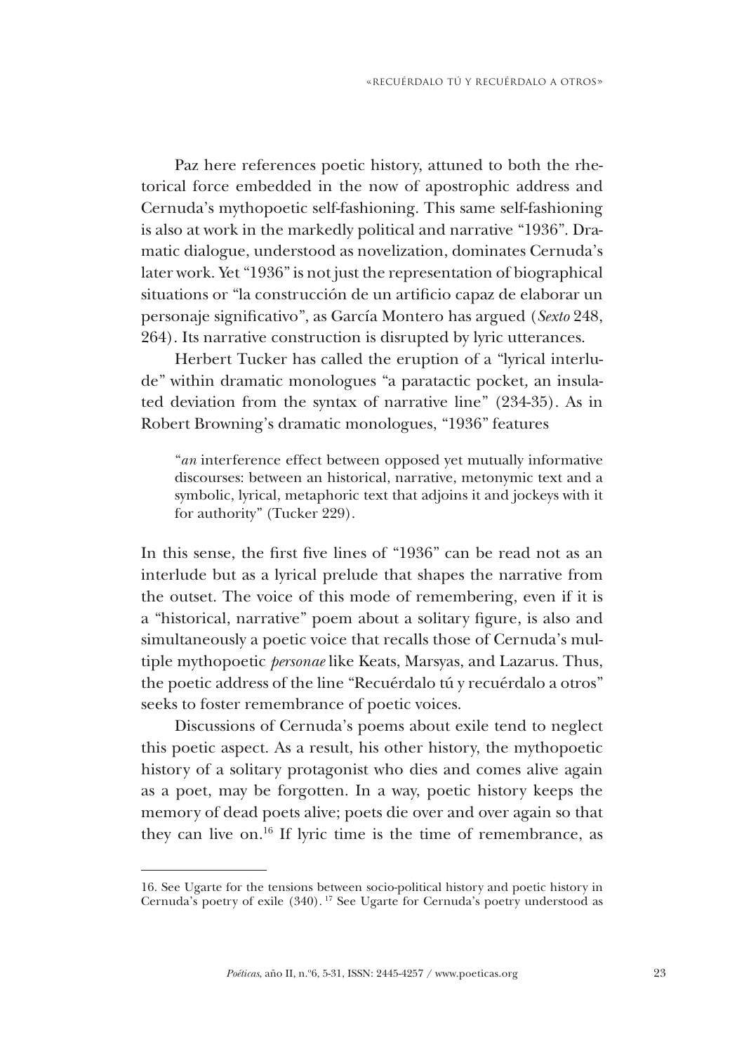Paz here references poetic history, attuned to both the rhetorical force embedded in the now of apostrophic address and Cernuda's mythopoetic self-fashioning. This same self-fashioning is also at work in the markedly political and narrative "1936". Dramatic dialogue, understood as novelization, dominates Cernuda's later work. Yet "1936" is not just the representation of biographical situations or "la construcción de un artificio capaz de elaborar un personaje significativo", as García Montero has argued (*Sexto* 248, 264). Its narrative construction is disrupted by lyric utterances.

Herbert Tucker has called the eruption of a "lyrical interlude" within dramatic monologues "a paratactic pocket, an insulated deviation from the syntax of narrative line" (234-35). As in Robert Browning's dramatic monologues, "1936" features

> "*an* interference effect between opposed yet mutually informative discourses: between an historical, narrative, metonymic text and a symbolic, lyrical, metaphoric text that adjoins it and jockeys with it for authority" (Tucker 229).

In this sense, the first five lines of "1936" can be read not as an interlude but as a lyrical prelude that shapes the narrative from the outset. The voice of this mode of remembering, even if it is a "historical, narrative" poem about a solitary figure, is also and simultaneously a poetic voice that recalls those of Cernuda's multiple mythopoetic *personae* like Keats, Marsyas, and Lazarus. Thus, the poetic address of the line "Recuérdalo tú y recuérdalo a otros" seeks to foster remembrance of poetic voices.

Discussions of Cernuda's poems about exile tend to neglect this poetic aspect. As a result, his other history, the mythopoetic history of a solitary protagonist who dies and comes alive again as a poet, may be forgotten. In a way, poetic history keeps the memory of dead poets alive; poets die over and over again so that they can live on.[16] If lyric time is the time of remembrance, as

---

16. See Ugarte for the tensions between socio-political history and poetic history in Cernuda's poetry of exile (340). [17] See Ugarte for Cernuda's poetry understood as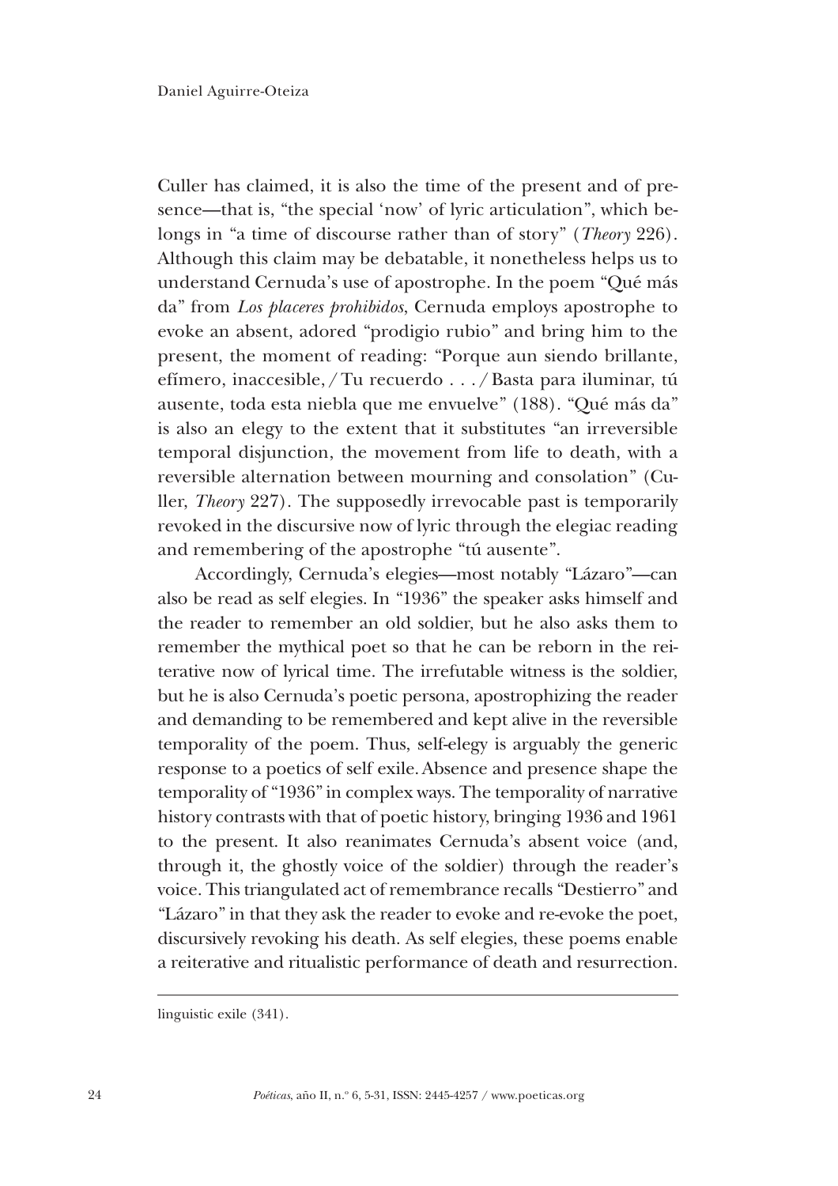Culler has claimed, it is also the time of the present and of presence—that is, "the special 'now' of lyric articulation", which belongs in "a time of discourse rather than of story" (*Theory* 226). Although this claim may be debatable, it nonetheless helps us to understand Cernuda's use of apostrophe. In the poem "Qué más da" from *Los placeres prohibidos*, Cernuda employs apostrophe to evoke an absent, adored "prodigio rubio" and bring him to the present, the moment of reading: "Porque aun siendo brillante, efímero, inaccesible, / Tu recuerdo . . . / Basta para iluminar, tú ausente, toda esta niebla que me envuelve" (188). "Qué más da" is also an elegy to the extent that it substitutes "an irreversible temporal disjunction, the movement from life to death, with a reversible alternation between mourning and consolation" (Culler, *Theory* 227). The supposedly irrevocable past is temporarily revoked in the discursive now of lyric through the elegiac reading and remembering of the apostrophe "tú ausente".

Accordingly, Cernuda's elegies—most notably "Lázaro"—can also be read as self elegies. In "1936" the speaker asks himself and the reader to remember an old soldier, but he also asks them to remember the mythical poet so that he can be reborn in the reiterative now of lyrical time. The irrefutable witness is the soldier, but he is also Cernuda's poetic persona, apostrophizing the reader and demanding to be remembered and kept alive in the reversible temporality of the poem. Thus, self-elegy is arguably the generic response to a poetics of self exile. Absence and presence shape the temporality of "1936" in complex ways. The temporality of narrative history contrasts with that of poetic history, bringing 1936 and 1961 to the present. It also reanimates Cernuda's absent voice (and, through it, the ghostly voice of the soldier) through the reader's voice. This triangulated act of remembrance recalls "Destierro" and "Lázaro" in that they ask the reader to evoke and re-evoke the poet, discursively revoking his death. As self elegies, these poems enable a reiterative and ritualistic performance of death and resurrection.

---

linguistic exile (341).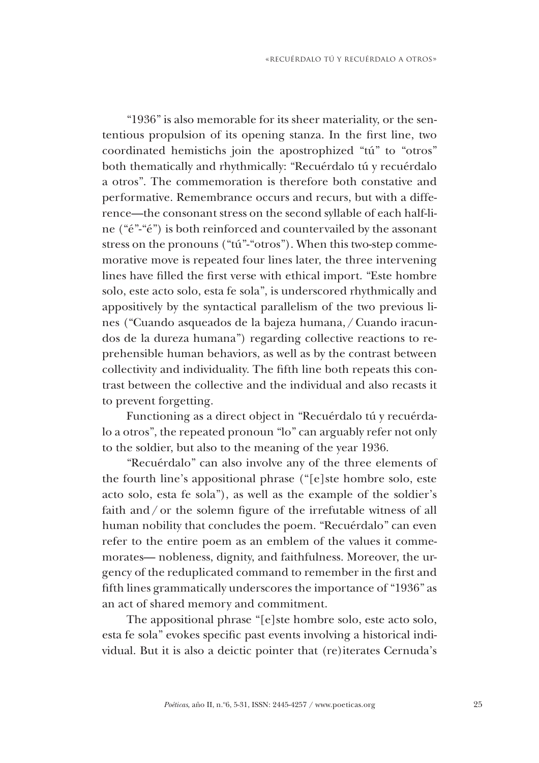"1936" is also memorable for its sheer materiality, or the sententious propulsion of its opening stanza. In the first line, two coordinated hemistichs join the apostrophized "tú" to "otros" both thematically and rhythmically: "Recuérdalo tú y recuérdalo a otros". The commemoration is therefore both constative and performative. Remembrance occurs and recurs, but with a difference—the consonant stress on the second syllable of each half-line ("é"-"é") is both reinforced and countervailed by the assonant stress on the pronouns ("tú"-"otros"). When this two-step commemorative move is repeated four lines later, the three intervening lines have filled the first verse with ethical import. "Este hombre solo, este acto solo, esta fe sola", is underscored rhythmically and appositively by the syntactical parallelism of the two previous lines ("Cuando asqueados de la bajeza humana, / Cuando iracundos de la dureza humana") regarding collective reactions to reprehensible human behaviors, as well as by the contrast between collectivity and individuality. The fifth line both repeats this contrast between the collective and the individual and also recasts it to prevent forgetting.

Functioning as a direct object in "Recuérdalo tú y recuérdalo a otros", the repeated pronoun "lo" can arguably refer not only to the soldier, but also to the meaning of the year 1936.

"Recuérdalo" can also involve any of the three elements of the fourth line's appositional phrase ("[e]ste hombre solo, este acto solo, esta fe sola"), as well as the example of the soldier's faith and / or the solemn figure of the irrefutable witness of all human nobility that concludes the poem. "Recuérdalo" can even refer to the entire poem as an emblem of the values it commemorates— nobleness, dignity, and faithfulness. Moreover, the urgency of the reduplicated command to remember in the first and fifth lines grammatically underscores the importance of "1936" as an act of shared memory and commitment.

The appositional phrase "[e]ste hombre solo, este acto solo, esta fe sola" evokes specific past events involving a historical individual. But it is also a deictic pointer that (re)iterates Cernuda's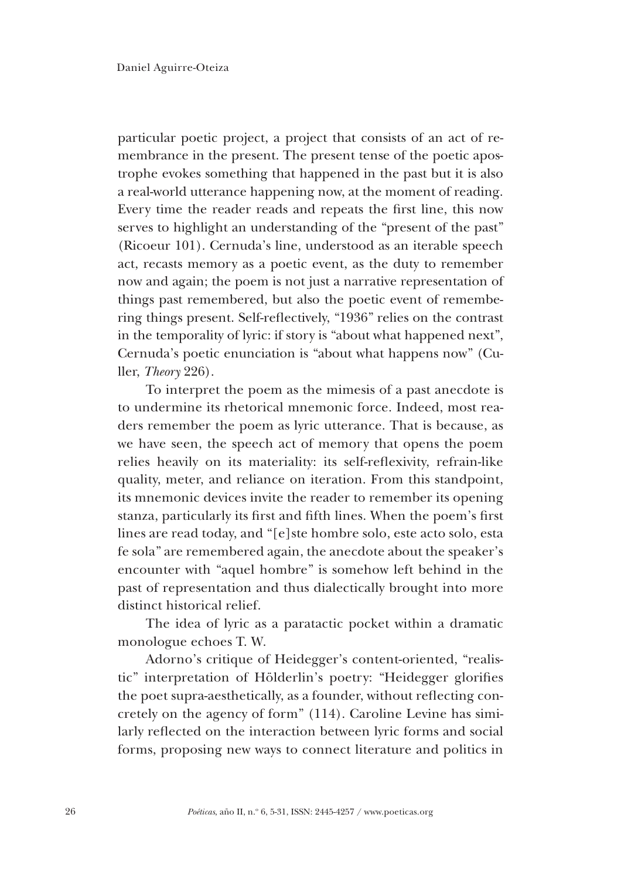particular poetic project, a project that consists of an act of remembrance in the present. The present tense of the poetic apostrophe evokes something that happened in the past but it is also a real-world utterance happening now, at the moment of reading. Every time the reader reads and repeats the first line, this now serves to highlight an understanding of the "present of the past" (Ricoeur 101). Cernuda's line, understood as an iterable speech act, recasts memory as a poetic event, as the duty to remember now and again; the poem is not just a narrative representation of things past remembered, but also the poetic event of remembering things present. Self-reflectively, "1936" relies on the contrast in the temporality of lyric: if story is "about what happened next", Cernuda's poetic enunciation is "about what happens now" (Culler, *Theory* 226).

To interpret the poem as the mimesis of a past anecdote is to undermine its rhetorical mnemonic force. Indeed, most readers remember the poem as lyric utterance. That is because, as we have seen, the speech act of memory that opens the poem relies heavily on its materiality: its self-reflexivity, refrain-like quality, meter, and reliance on iteration. From this standpoint, its mnemonic devices invite the reader to remember its opening stanza, particularly its first and fifth lines. When the poem's first lines are read today, and "[e]ste hombre solo, este acto solo, esta fe sola" are remembered again, the anecdote about the speaker's encounter with "aquel hombre" is somehow left behind in the past of representation and thus dialectically brought into more distinct historical relief.

The idea of lyric as a paratactic pocket within a dramatic monologue echoes T. W.

Adorno's critique of Heidegger's content-oriented, "realistic" interpretation of Hölderlin's poetry: "Heidegger glorifies the poet supra-aesthetically, as a founder, without reflecting concretely on the agency of form" (114). Caroline Levine has similarly reflected on the interaction between lyric forms and social forms, proposing new ways to connect literature and politics in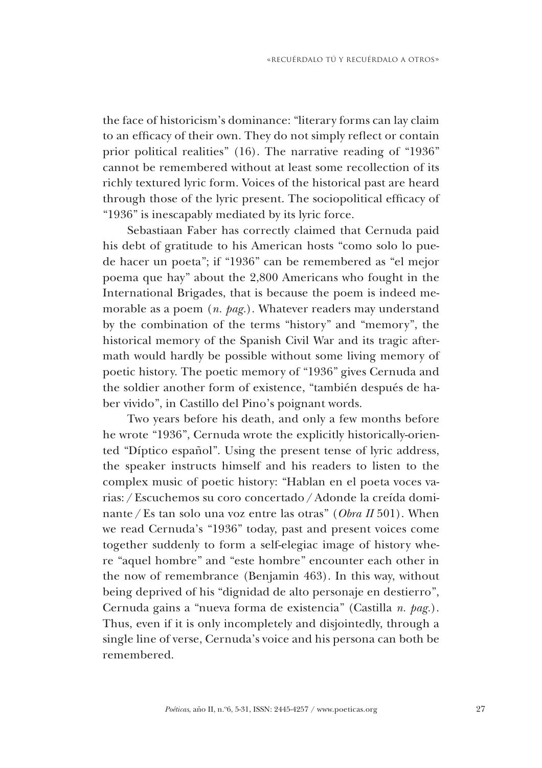the face of historicism's dominance: "literary forms can lay claim to an efficacy of their own. They do not simply reflect or contain prior political realities" (16). The narrative reading of "1936" cannot be remembered without at least some recollection of its richly textured lyric form. Voices of the historical past are heard through those of the lyric present. The sociopolitical efficacy of "1936" is inescapably mediated by its lyric force.

Sebastiaan Faber has correctly claimed that Cernuda paid his debt of gratitude to his American hosts "como solo lo puede hacer un poeta"; if "1936" can be remembered as "el mejor poema que hay" about the 2,800 Americans who fought in the International Brigades, that is because the poem is indeed memorable as a poem (*n. pag.*). Whatever readers may understand by the combination of the terms "history" and "memory", the historical memory of the Spanish Civil War and its tragic aftermath would hardly be possible without some living memory of poetic history. The poetic memory of "1936" gives Cernuda and the soldier another form of existence, "también después de haber vivido", in Castillo del Pino's poignant words.

Two years before his death, and only a few months before he wrote "1936", Cernuda wrote the explicitly historically-oriented "Díptico español". Using the present tense of lyric address, the speaker instructs himself and his readers to listen to the complex music of poetic history: "Hablan en el poeta voces varias: / Escuchemos su coro concertado / Adonde la creída dominante / Es tan solo una voz entre las otras" (*Obra II* 501). When we read Cernuda's "1936" today, past and present voices come together suddenly to form a self-elegiac image of history where "aquel hombre" and "este hombre" encounter each other in the now of remembrance (Benjamin 463). In this way, without being deprived of his "dignidad de alto personaje en destierro", Cernuda gains a "nueva forma de existencia" (Castilla *n. pag.*). Thus, even if it is only incompletely and disjointedly, through a single line of verse, Cernuda's voice and his persona can both be remembered.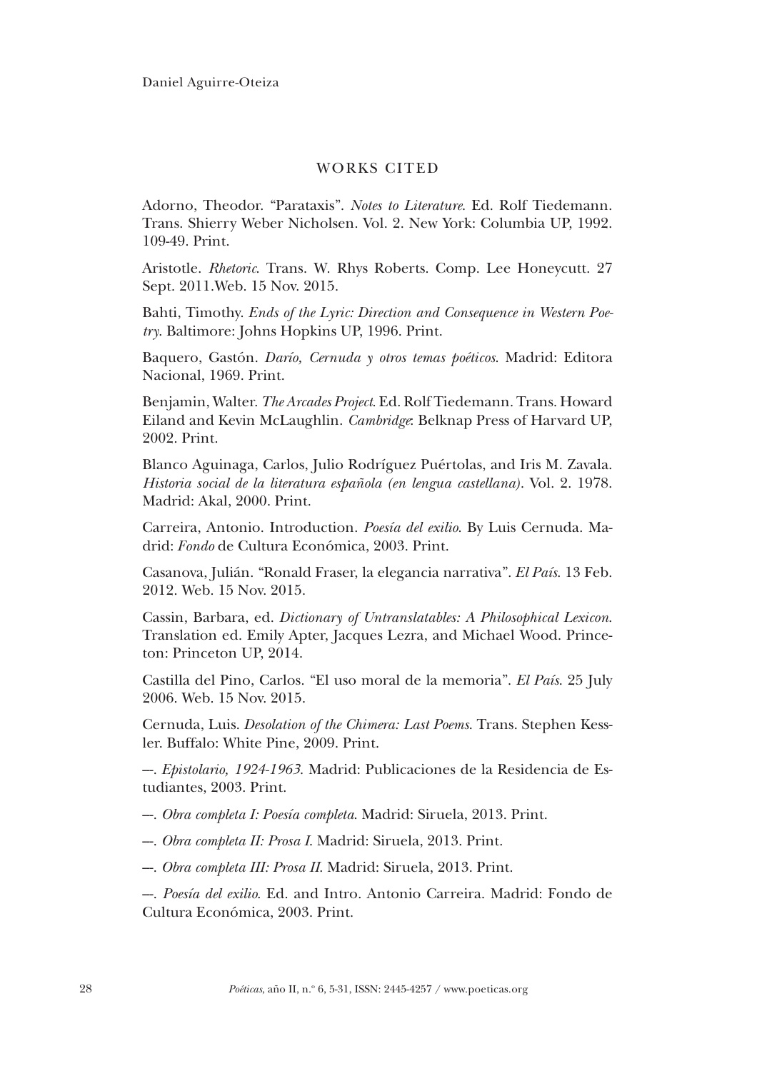## WORKS CITED

Adorno, Theodor. "Parataxis". *Notes to Literature*. Ed. Rolf Tiedemann. Trans. Shierry Weber Nicholsen. Vol. 2. New York: Columbia UP, 1992. 109-49. Print.

Aristotle. *Rhetoric*. Trans. W. Rhys Roberts. Comp. Lee Honeycutt. 27 Sept. 2011.Web. 15 Nov. 2015.

Bahti, Timothy. *Ends of the Lyric: Direction and Consequence in Western Poetry*. Baltimore: Johns Hopkins UP, 1996. Print.

Baquero, Gastón. *Darío, Cernuda y otros temas poéticos*. Madrid: Editora Nacional, 1969. Print.

Benjamin, Walter. *The Arcades Project*. Ed. Rolf Tiedemann. Trans. Howard Eiland and Kevin McLaughlin. *Cambridge*: Belknap Press of Harvard UP, 2002. Print.

Blanco Aguinaga, Carlos, Julio Rodríguez Puértolas, and Iris M. Zavala. *Historia social de la literatura española (en lengua castellana)*. Vol. 2. 1978. Madrid: Akal, 2000. Print.

Carreira, Antonio. Introduction. *Poesía del exilio*. By Luis Cernuda. Madrid: *Fondo* de Cultura Económica, 2003. Print.

Casanova, Julián. "Ronald Fraser, la elegancia narrativa". *El País*. 13 Feb. 2012. Web. 15 Nov. 2015.

Cassin, Barbara, ed. *Dictionary of Untranslatables: A Philosophical Lexicon*. Translation ed. Emily Apter, Jacques Lezra, and Michael Wood. Princeton: Princeton UP, 2014.

Castilla del Pino, Carlos. "El uso moral de la memoria". *El País*. 25 July 2006. Web. 15 Nov. 2015.

Cernuda, Luis. *Desolation of the Chimera: Last Poems*. Trans. Stephen Kessler. Buffalo: White Pine, 2009. Print.

—. *Epistolario, 1924-1963*. Madrid: Publicaciones de la Residencia de Estudiantes, 2003. Print.

—. *Obra completa I: Poesía completa*. Madrid: Siruela, 2013. Print.

—. *Obra completa II: Prosa I*. Madrid: Siruela, 2013. Print.

—. *Obra completa III: Prosa II*. Madrid: Siruela, 2013. Print.

—. *Poesía del exilio*. Ed. and Intro. Antonio Carreira. Madrid: Fondo de Cultura Económica, 2003. Print.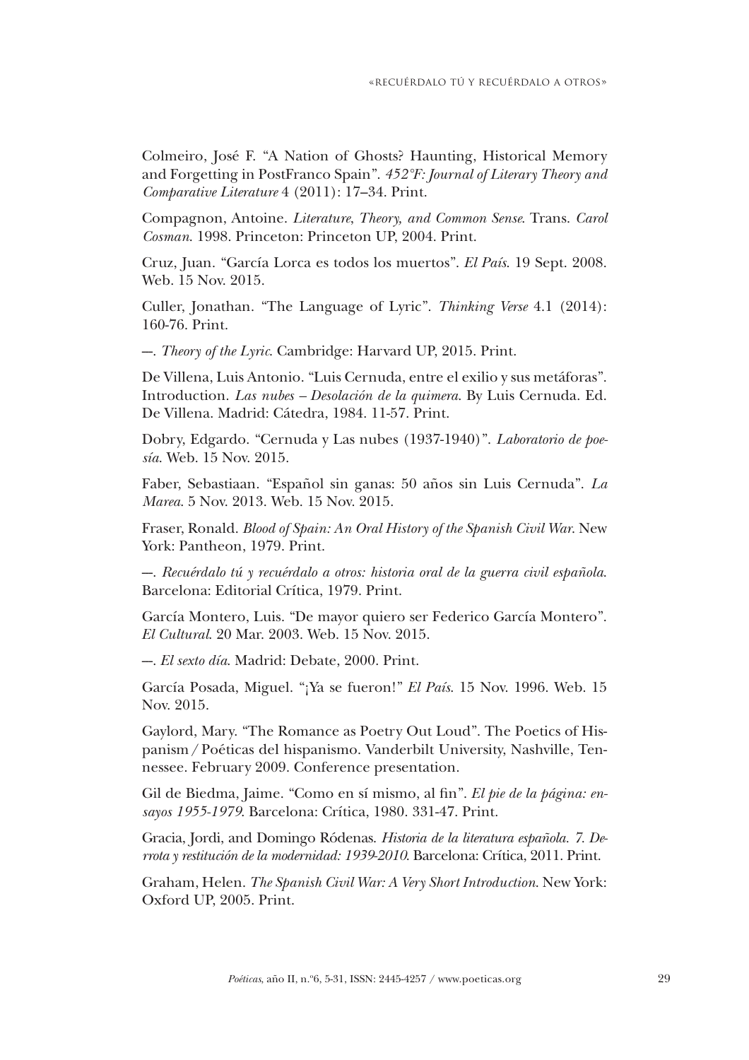Colmeiro, José F. "A Nation of Ghosts? Haunting, Historical Memory and Forgetting in PostFranco Spain". *452°F: Journal of Literary Theory and Comparative Literature* 4 (2011): 17–34. Print.

Compagnon, Antoine. *Literature, Theory, and Common Sense*. Trans. *Carol Cosman*. 1998. Princeton: Princeton UP, 2004. Print.

Cruz, Juan. "García Lorca es todos los muertos". *El País*. 19 Sept. 2008. Web. 15 Nov. 2015.

Culler, Jonathan. "The Language of Lyric". *Thinking Verse* 4.1 (2014): 160-76. Print.

—. *Theory of the Lyric*. Cambridge: Harvard UP, 2015. Print.

De Villena, Luis Antonio. "Luis Cernuda, entre el exilio y sus metáforas". Introduction. *Las nubes – Desolación de la quimera*. By Luis Cernuda. Ed. De Villena. Madrid: Cátedra, 1984. 11-57. Print.

Dobry, Edgardo. "Cernuda y Las nubes (1937-1940)". *Laboratorio de poesía*. Web. 15 Nov. 2015.

Faber, Sebastiaan. "Español sin ganas: 50 años sin Luis Cernuda". *La Marea*. 5 Nov. 2013. Web. 15 Nov. 2015.

Fraser, Ronald. *Blood of Spain: An Oral History of the Spanish Civil War*. New York: Pantheon, 1979. Print.

—. *Recuérdalo tú y recuérdalo a otros: historia oral de la guerra civil española*. Barcelona: Editorial Crítica, 1979. Print.

García Montero, Luis. "De mayor quiero ser Federico García Montero". *El Cultural*. 20 Mar. 2003. Web. 15 Nov. 2015.

—. *El sexto día*. Madrid: Debate, 2000. Print.

García Posada, Miguel. "¡Ya se fueron!" *El País*. 15 Nov. 1996. Web. 15 Nov. 2015.

Gaylord, Mary. "The Romance as Poetry Out Loud". The Poetics of Hispanism / Poéticas del hispanismo. Vanderbilt University, Nashville, Tennessee. February 2009. Conference presentation.

Gil de Biedma, Jaime. "Como en sí mismo, al fin". *El pie de la página: ensayos 1955-1979*. Barcelona: Crítica, 1980. 331-47. Print.

Gracia, Jordi, and Domingo Ródenas. *Historia de la literatura española. 7. Derrota y restitución de la modernidad: 1939-2010*. Barcelona: Crítica, 2011. Print.

Graham, Helen. *The Spanish Civil War: A Very Short Introduction*. New York: Oxford UP, 2005. Print.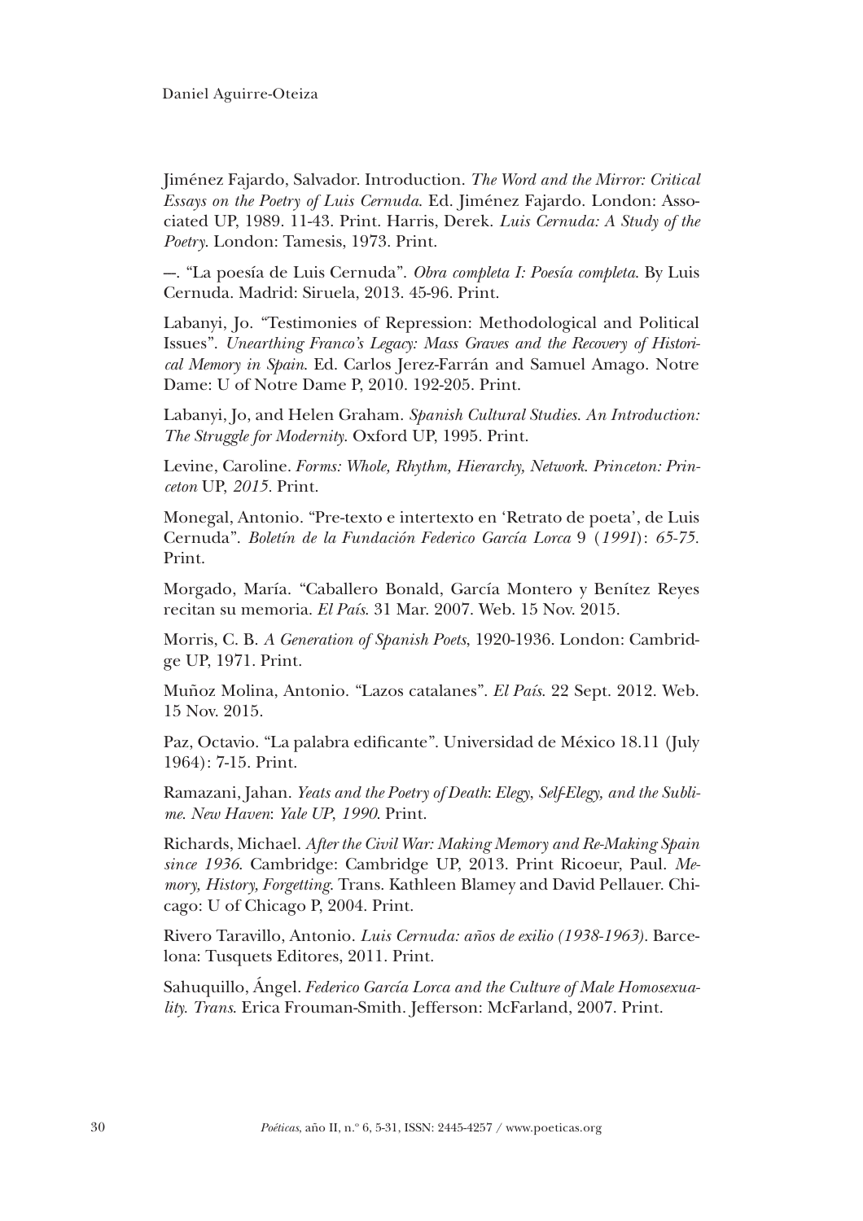Jiménez Fajardo, Salvador. Introduction. *The Word and the Mirror: Critical Essays on the Poetry of Luis Cernuda.* Ed. Jiménez Fajardo. London: Associated UP, 1989. 11-43. Print. Harris, Derek. *Luis Cernuda: A Study of the Poetry.* London: Tamesis, 1973. Print.

—. "La poesía de Luis Cernuda". *Obra completa I: Poesía completa.* By Luis Cernuda. Madrid: Siruela, 2013. 45-96. Print.

Labanyi, Jo. "Testimonies of Repression: Methodological and Political Issues". *Unearthing Franco's Legacy: Mass Graves and the Recovery of Historical Memory in Spain.* Ed. Carlos Jerez-Farrán and Samuel Amago. Notre Dame: U of Notre Dame P, 2010. 192-205. Print.

Labanyi, Jo, and Helen Graham. *Spanish Cultural Studies. An Introduction: The Struggle for Modernity.* Oxford UP, 1995. Print.

Levine, Caroline. *Forms: Whole, Rhythm, Hierarchy, Network. Princeton: Princeton* UP, *2015.* Print.

Monegal, Antonio. "Pre-texto e intertexto en 'Retrato de poeta', de Luis Cernuda". *Boletín de la Fundación Federico García Lorca* 9 (*1991*): *65-75.* Print.

Morgado, María. "Caballero Bonald, García Montero y Benítez Reyes recitan su memoria. *El País.* 31 Mar. 2007. Web. 15 Nov. 2015.

Morris, C. B. *A Generation of Spanish Poets,* 1920-1936. London: Cambridge UP, 1971. Print.

Muñoz Molina, Antonio. "Lazos catalanes". *El País.* 22 Sept. 2012. Web. 15 Nov. 2015.

Paz, Octavio. "La palabra edificante". Universidad de México 18.11 (July 1964): 7-15. Print.

Ramazani, Jahan. *Yeats and the Poetry of Death: Elegy, Self-Elegy, and the Sublime. New Haven: Yale UP, 1990.* Print.

Richards, Michael. *After the Civil War: Making Memory and Re-Making Spain since 1936.* Cambridge: Cambridge UP, 2013. Print Ricoeur, Paul. *Memory, History, Forgetting.* Trans. Kathleen Blamey and David Pellauer. Chicago: U of Chicago P, 2004. Print.

Rivero Taravillo, Antonio. *Luis Cernuda: años de exilio (1938-1963).* Barcelona: Tusquets Editores, 2011. Print.

Sahuquillo, Ángel. *Federico García Lorca and the Culture of Male Homosexuality. Trans.* Erica Frouman-Smith. Jefferson: McFarland, 2007. Print.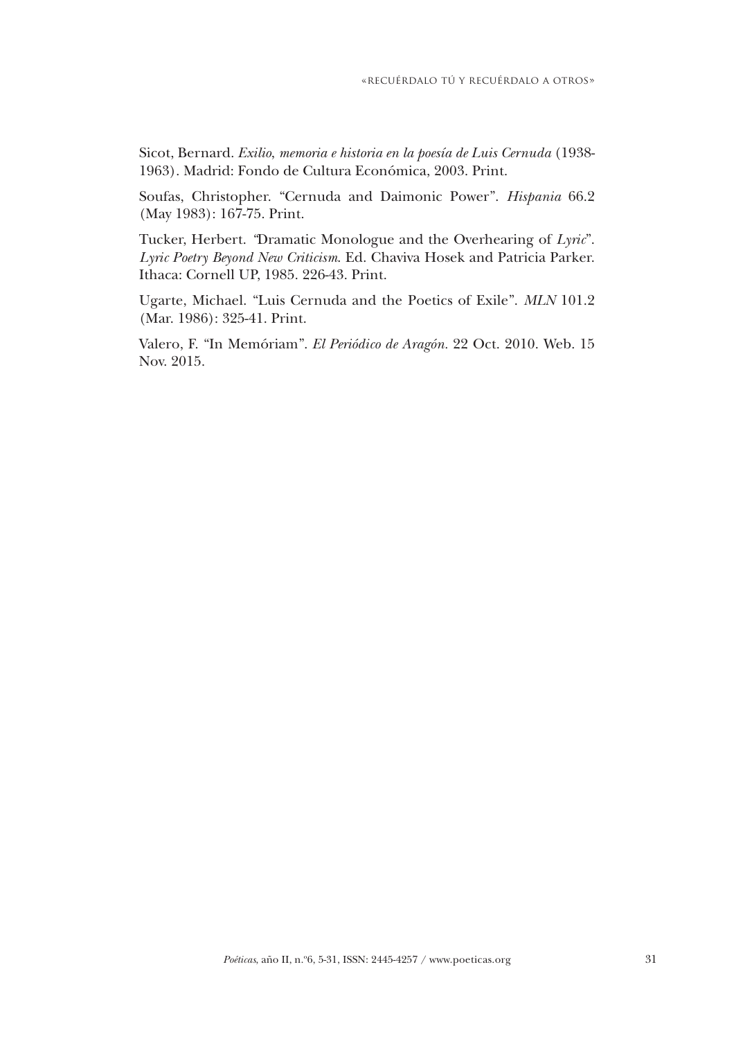Sicot, Bernard. *Exilio, memoria e historia en la poesía de Luis Cernuda* (1938-1963). Madrid: Fondo de Cultura Económica, 2003. Print.

Soufas, Christopher. "Cernuda and Daimonic Power". *Hispania* 66.2 (May 1983): 167-75. Print.

Tucker, Herbert. "Dramatic Monologue and the Overhearing of *Lyric*". *Lyric Poetry Beyond New Criticism*. Ed. Chaviva Hosek and Patricia Parker. Ithaca: Cornell UP, 1985. 226-43. Print.

Ugarte, Michael. "Luis Cernuda and the Poetics of Exile". *MLN* 101.2 (Mar. 1986): 325-41. Print.

Valero, F. "In Memóriam". *El Periódico de Aragón*. 22 Oct. 2010. Web. 15 Nov. 2015.